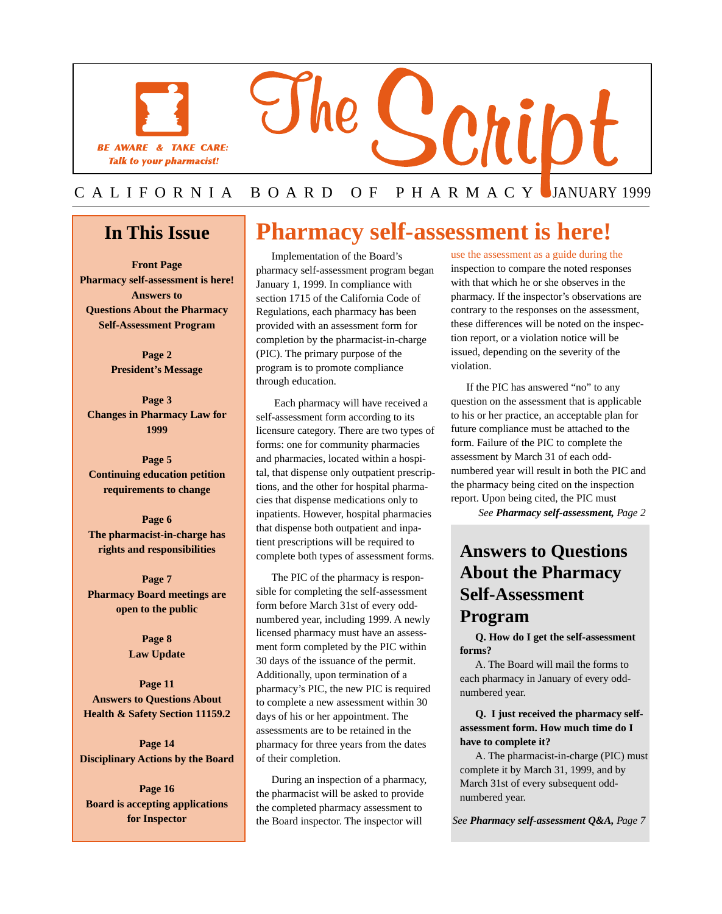BE AWARE & TAKE CARE:
*Talk to your pharmacist!*

# The Script

CALIFORNIA BOARD OF PHARMACY JANUARY 1999

## In This Issue

**Front Page**
**Pharmacy self-assessment is here!**
**Answers to Questions About the Pharmacy Self-Assessment Program**

**Page 2**
**President's Message**

**Page 3**
**Changes in Pharmacy Law for 1999**

**Page 5**
**Continuing education petition requirements to change**

**Page 6**
**The pharmacist-in-charge has rights and responsibilities**

**Page 7**
**Pharmacy Board meetings are open to the public**

**Page 8**
**Law Update**

**Page 11**
**Answers to Questions About Health & Safety Section 11159.2**

**Page 14**
**Disciplinary Actions by the Board**

**Page 16**
**Board is accepting applications for Inspector**

# Pharmacy self-assessment is here!

Implementation of the Board's pharmacy self-assessment program began January 1, 1999. In compliance with section 1715 of the California Code of Regulations, each pharmacy has been provided with an assessment form for completion by the pharmacist-in-charge (PIC). The primary purpose of the program is to promote compliance through education.

Each pharmacy will have received a self-assessment form according to its licensure category. There are two types of forms: one for community pharmacies and pharmacies, located within a hospital, that dispense only outpatient prescriptions, and the other for hospital pharmacies that dispense medications only to inpatients. However, hospital pharmacies that dispense both outpatient and inpatient prescriptions will be required to complete both types of assessment forms.

The PIC of the pharmacy is responsible for completing the self-assessment form before March 31st of every odd-numbered year, including 1999. A newly licensed pharmacy must have an assessment form completed by the PIC within 30 days of the issuance of the permit. Additionally, upon termination of a pharmacy's PIC, the new PIC is required to complete a new assessment within 30 days of his or her appointment. The assessments are to be retained in the pharmacy for three years from the dates of their completion.

During an inspection of a pharmacy, the pharmacist will be asked to provide the completed pharmacy assessment to the Board inspector. The inspector will use the assessment as a guide during the inspection to compare the noted responses with that which he or she observes in the pharmacy. If the inspector's observations are contrary to the responses on the assessment, these differences will be noted on the inspection report, or a violation notice will be issued, depending on the severity of the violation.

If the PIC has answered "no" to any question on the assessment that is applicable to his or her practice, an acceptable plan for future compliance must be attached to the form. Failure of the PIC to complete the assessment by March 31 of each odd-numbered year will result in both the PIC and the pharmacy being cited on the inspection report. Upon being cited, the PIC must

*See **Pharmacy self-assessment,** Page 2*

## Answers to Questions About the Pharmacy Self-Assessment Program

**Q. How do I get the self-assessment forms?**

A. The Board will mail the forms to each pharmacy in January of every odd-numbered year.

**Q. I just received the pharmacy self-assessment form. How much time do I have to complete it?**

A. The pharmacist-in-charge (PIC) must complete it by March 31, 1999, and by March 31st of every subsequent odd-numbered year.

*See **Pharmacy self-assessment Q&A,** Page 7*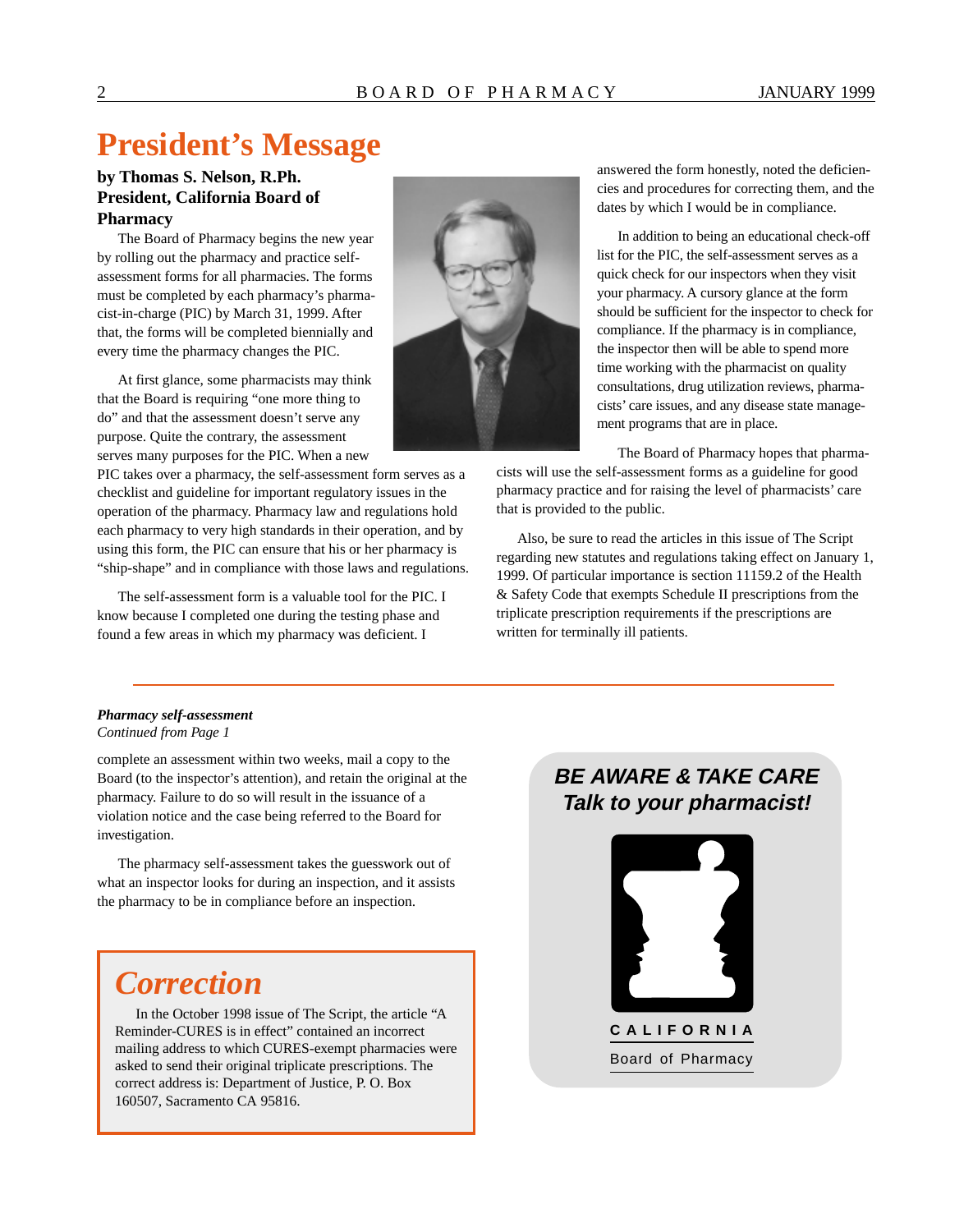# President's Message

**by Thomas S. Nelson, R.Ph.**
**President, California Board of Pharmacy**

The Board of Pharmacy begins the new year by rolling out the pharmacy and practice self-assessment forms for all pharmacies. The forms must be completed by each pharmacy's pharmacist-in-charge (PIC) by March 31, 1999. After that, the forms will be completed biennially and every time the pharmacy changes the PIC.

At first glance, some pharmacists may think that the Board is requiring "one more thing to do" and that the assessment doesn't serve any purpose. Quite the contrary, the assessment serves many purposes for the PIC. When a new PIC takes over a pharmacy, the self-assessment form serves as a checklist and guideline for important regulatory issues in the operation of the pharmacy. Pharmacy law and regulations hold each pharmacy to very high standards in their operation, and by using this form, the PIC can ensure that his or her pharmacy is "ship-shape" and in compliance with those laws and regulations.

The self-assessment form is a valuable tool for the PIC. I know because I completed one during the testing phase and found a few areas in which my pharmacy was deficient. I answered the form honestly, noted the deficiencies and procedures for correcting them, and the dates by which I would be in compliance.

In addition to being an educational check-off list for the PIC, the self-assessment serves as a quick check for our inspectors when they visit your pharmacy. A cursory glance at the form should be sufficient for the inspector to check for compliance. If the pharmacy is in compliance, the inspector then will be able to spend more time working with the pharmacist on quality consultations, drug utilization reviews, pharmacists' care issues, and any disease state management programs that are in place.

The Board of Pharmacy hopes that pharmacists will use the self-assessment forms as a guideline for good pharmacy practice and for raising the level of pharmacists' care that is provided to the public.

Also, be sure to read the articles in this issue of The Script regarding new statutes and regulations taking effect on January 1, 1999. Of particular importance is section 11159.2 of the Health & Safety Code that exempts Schedule II prescriptions from the triplicate prescription requirements if the prescriptions are written for terminally ill patients.

---

***Pharmacy self-assessment***
*Continued from Page 1*

complete an assessment within two weeks, mail a copy to the Board (to the inspector's attention), and retain the original at the pharmacy. Failure to do so will result in the issuance of a violation notice and the case being referred to the Board for investigation.

The pharmacy self-assessment takes the guesswork out of what an inspector looks for during an inspection, and it assists the pharmacy to be in compliance before an inspection.

## *Correction*

In the October 1998 issue of The Script, the article "A Reminder-CURES is in effect" contained an incorrect mailing address to which CURES-exempt pharmacies were asked to send their original triplicate prescriptions. The correct address is: Department of Justice, P. O. Box 160507, Sacramento CA 95816.

***BE AWARE & TAKE CARE***
***Talk to your pharmacist!***

CALIFORNIA
Board of Pharmacy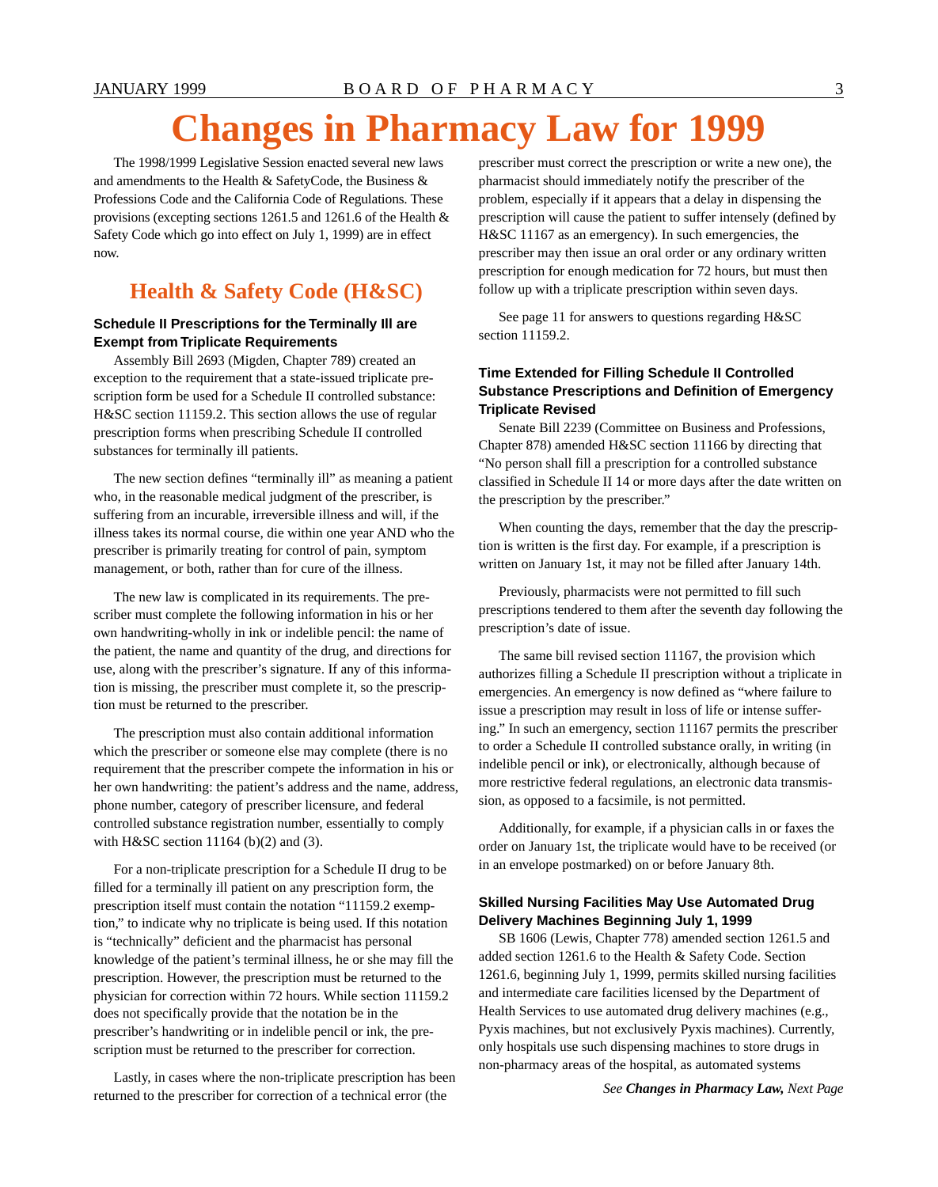# Changes in Pharmacy Law for 1999

The 1998/1999 Legislative Session enacted several new laws and amendments to the Health & SafetyCode, the Business & Professions Code and the California Code of Regulations. These provisions (excepting sections 1261.5 and 1261.6 of the Health & Safety Code which go into effect on July 1, 1999) are in effect now.

## Health & Safety Code (H&SC)

### Schedule II Prescriptions for the Terminally Ill are Exempt from Triplicate Requirements

Assembly Bill 2693 (Migden, Chapter 789) created an exception to the requirement that a state-issued triplicate prescription form be used for a Schedule II controlled substance: H&SC section 11159.2. This section allows the use of regular prescription forms when prescribing Schedule II controlled substances for terminally ill patients.

The new section defines "terminally ill" as meaning a patient who, in the reasonable medical judgment of the prescriber, is suffering from an incurable, irreversible illness and will, if the illness takes its normal course, die within one year AND who the prescriber is primarily treating for control of pain, symptom management, or both, rather than for cure of the illness.

The new law is complicated in its requirements. The prescriber must complete the following information in his or her own handwriting-wholly in ink or indelible pencil: the name of the patient, the name and quantity of the drug, and directions for use, along with the prescriber's signature. If any of this information is missing, the prescriber must complete it, so the prescription must be returned to the prescriber.

The prescription must also contain additional information which the prescriber or someone else may complete (there is no requirement that the prescriber compete the information in his or her own handwriting: the patient's address and the name, address, phone number, category of prescriber licensure, and federal controlled substance registration number, essentially to comply with H&SC section 11164 (b)(2) and (3).

For a non-triplicate prescription for a Schedule II drug to be filled for a terminally ill patient on any prescription form, the prescription itself must contain the notation "11159.2 exemption," to indicate why no triplicate is being used. If this notation is "technically" deficient and the pharmacist has personal knowledge of the patient's terminal illness, he or she may fill the prescription. However, the prescription must be returned to the physician for correction within 72 hours. While section 11159.2 does not specifically provide that the notation be in the prescriber's handwriting or in indelible pencil or ink, the prescription must be returned to the prescriber for correction.

Lastly, in cases where the non-triplicate prescription has been returned to the prescriber for correction of a technical error (the prescriber must correct the prescription or write a new one), the pharmacist should immediately notify the prescriber of the problem, especially if it appears that a delay in dispensing the prescription will cause the patient to suffer intensely (defined by H&SC 11167 as an emergency). In such emergencies, the prescriber may then issue an oral order or any ordinary written prescription for enough medication for 72 hours, but must then follow up with a triplicate prescription within seven days.

See page 11 for answers to questions regarding H&SC section 11159.2.

### Time Extended for Filling Schedule II Controlled Substance Prescriptions and Definition of Emergency Triplicate Revised

Senate Bill 2239 (Committee on Business and Professions, Chapter 878) amended H&SC section 11166 by directing that "No person shall fill a prescription for a controlled substance classified in Schedule II 14 or more days after the date written on the prescription by the prescriber."

When counting the days, remember that the day the prescription is written is the first day. For example, if a prescription is written on January 1st, it may not be filled after January 14th.

Previously, pharmacists were not permitted to fill such prescriptions tendered to them after the seventh day following the prescription's date of issue.

The same bill revised section 11167, the provision which authorizes filling a Schedule II prescription without a triplicate in emergencies. An emergency is now defined as "where failure to issue a prescription may result in loss of life or intense suffering." In such an emergency, section 11167 permits the prescriber to order a Schedule II controlled substance orally, in writing (in indelible pencil or ink), or electronically, although because of more restrictive federal regulations, an electronic data transmission, as opposed to a facsimile, is not permitted.

Additionally, for example, if a physician calls in or faxes the order on January 1st, the triplicate would have to be received (or in an envelope postmarked) on or before January 8th.

### Skilled Nursing Facilities May Use Automated Drug Delivery Machines Beginning July 1, 1999

SB 1606 (Lewis, Chapter 778) amended section 1261.5 and added section 1261.6 to the Health & Safety Code. Section 1261.6, beginning July 1, 1999, permits skilled nursing facilities and intermediate care facilities licensed by the Department of Health Services to use automated drug delivery machines (e.g., Pyxis machines, but not exclusively Pyxis machines). Currently, only hospitals use such dispensing machines to store drugs in non-pharmacy areas of the hospital, as automated systems

*See **Changes in Pharmacy Law,** Next Page*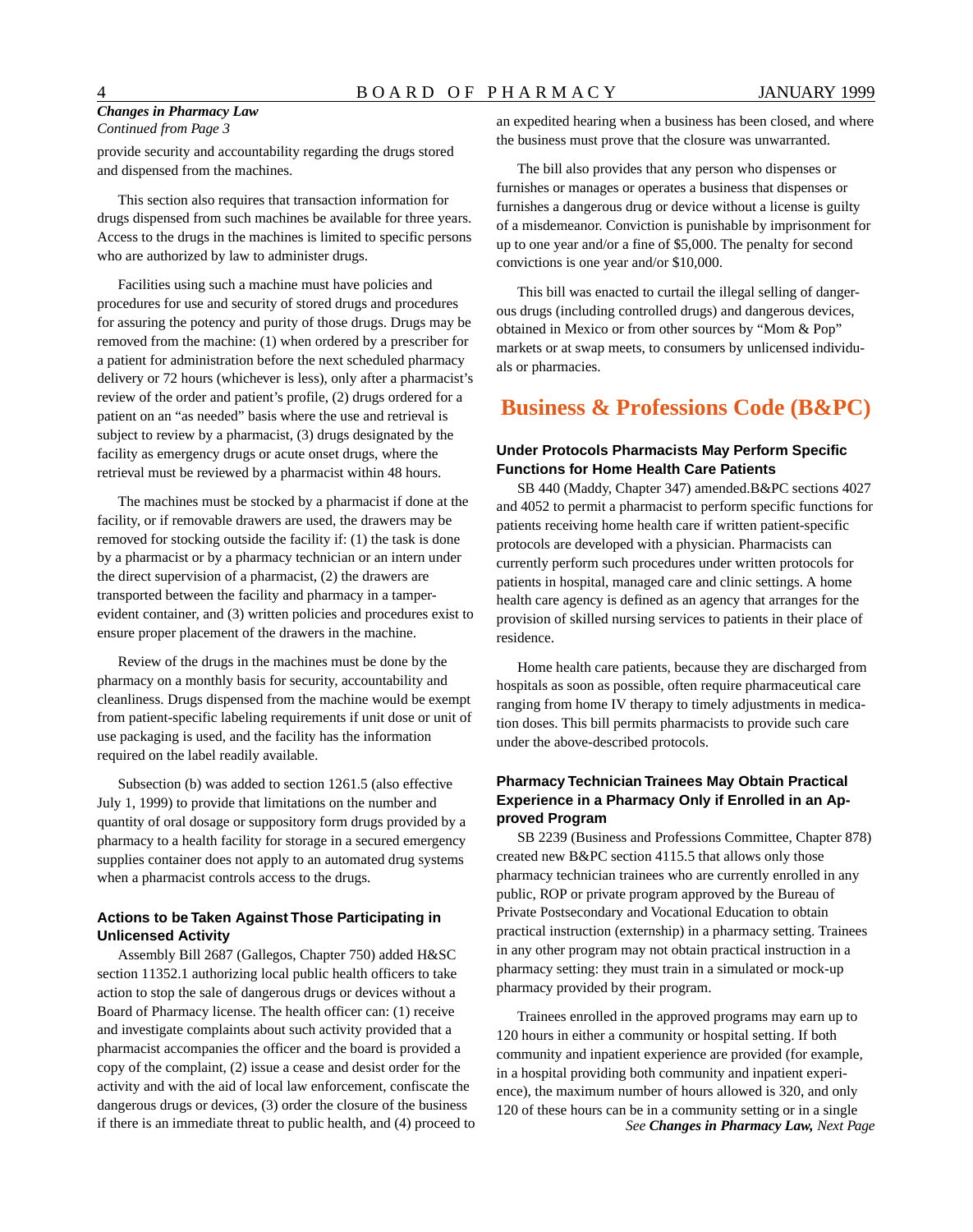*Changes in Pharmacy Law*
*Continued from Page 3*

provide security and accountability regarding the drugs stored and dispensed from the machines.

This section also requires that transaction information for drugs dispensed from such machines be available for three years. Access to the drugs in the machines is limited to specific persons who are authorized by law to administer drugs.

Facilities using such a machine must have policies and procedures for use and security of stored drugs and procedures for assuring the potency and purity of those drugs. Drugs may be removed from the machine: (1) when ordered by a prescriber for a patient for administration before the next scheduled pharmacy delivery or 72 hours (whichever is less), only after a pharmacist's review of the order and patient's profile, (2) drugs ordered for a patient on an "as needed" basis where the use and retrieval is subject to review by a pharmacist, (3) drugs designated by the facility as emergency drugs or acute onset drugs, where the retrieval must be reviewed by a pharmacist within 48 hours.

The machines must be stocked by a pharmacist if done at the facility, or if removable drawers are used, the drawers may be removed for stocking outside the facility if: (1) the task is done by a pharmacist or by a pharmacy technician or an intern under the direct supervision of a pharmacist, (2) the drawers are transported between the facility and pharmacy in a tamper-evident container, and (3) written policies and procedures exist to ensure proper placement of the drawers in the machine.

Review of the drugs in the machines must be done by the pharmacy on a monthly basis for security, accountability and cleanliness. Drugs dispensed from the machine would be exempt from patient-specific labeling requirements if unit dose or unit of use packaging is used, and the facility has the information required on the label readily available.

Subsection (b) was added to section 1261.5 (also effective July 1, 1999) to provide that limitations on the number and quantity of oral dosage or suppository form drugs provided by a pharmacy to a health facility for storage in a secured emergency supplies container does not apply to an automated drug systems when a pharmacist controls access to the drugs.

### Actions to be Taken Against Those Participating in Unlicensed Activity

Assembly Bill 2687 (Gallegos, Chapter 750) added H&SC section 11352.1 authorizing local public health officers to take action to stop the sale of dangerous drugs or devices without a Board of Pharmacy license. The health officer can: (1) receive and investigate complaints about such activity provided that a pharmacist accompanies the officer and the board is provided a copy of the complaint, (2) issue a cease and desist order for the activity and with the aid of local law enforcement, confiscate the dangerous drugs or devices, (3) order the closure of the business if there is an immediate threat to public health, and (4) proceed to an expedited hearing when a business has been closed, and where the business must prove that the closure was unwarranted.

The bill also provides that any person who dispenses or furnishes or manages or operates a business that dispenses or furnishes a dangerous drug or device without a license is guilty of a misdemeanor. Conviction is punishable by imprisonment for up to one year and/or a fine of $5,000. The penalty for second convictions is one year and/or $10,000.

This bill was enacted to curtail the illegal selling of dangerous drugs (including controlled drugs) and dangerous devices, obtained in Mexico or from other sources by "Mom & Pop" markets or at swap meets, to consumers by unlicensed individuals or pharmacies.

## Business & Professions Code (B&PC)

### Under Protocols Pharmacists May Perform Specific Functions for Home Health Care Patients

SB 440 (Maddy, Chapter 347) amended.B&PC sections 4027 and 4052 to permit a pharmacist to perform specific functions for patients receiving home health care if written patient-specific protocols are developed with a physician. Pharmacists can currently perform such procedures under written protocols for patients in hospital, managed care and clinic settings. A home health care agency is defined as an agency that arranges for the provision of skilled nursing services to patients in their place of residence.

Home health care patients, because they are discharged from hospitals as soon as possible, often require pharmaceutical care ranging from home IV therapy to timely adjustments in medication doses. This bill permits pharmacists to provide such care under the above-described protocols.

### Pharmacy Technician Trainees May Obtain Practical Experience in a Pharmacy Only if Enrolled in an Approved Program

SB 2239 (Business and Professions Committee, Chapter 878) created new B&PC section 4115.5 that allows only those pharmacy technician trainees who are currently enrolled in any public, ROP or private program approved by the Bureau of Private Postsecondary and Vocational Education to obtain practical instruction (externship) in a pharmacy setting. Trainees in any other program may not obtain practical instruction in a pharmacy setting: they must train in a simulated or mock-up pharmacy provided by their program.

Trainees enrolled in the approved programs may earn up to 120 hours in either a community or hospital setting. If both community and inpatient experience are provided (for example, in a hospital providing both community and inpatient experience), the maximum number of hours allowed is 320, and only 120 of these hours can be in a community setting or in a single

*See **Changes in Pharmacy Law,** Next Page*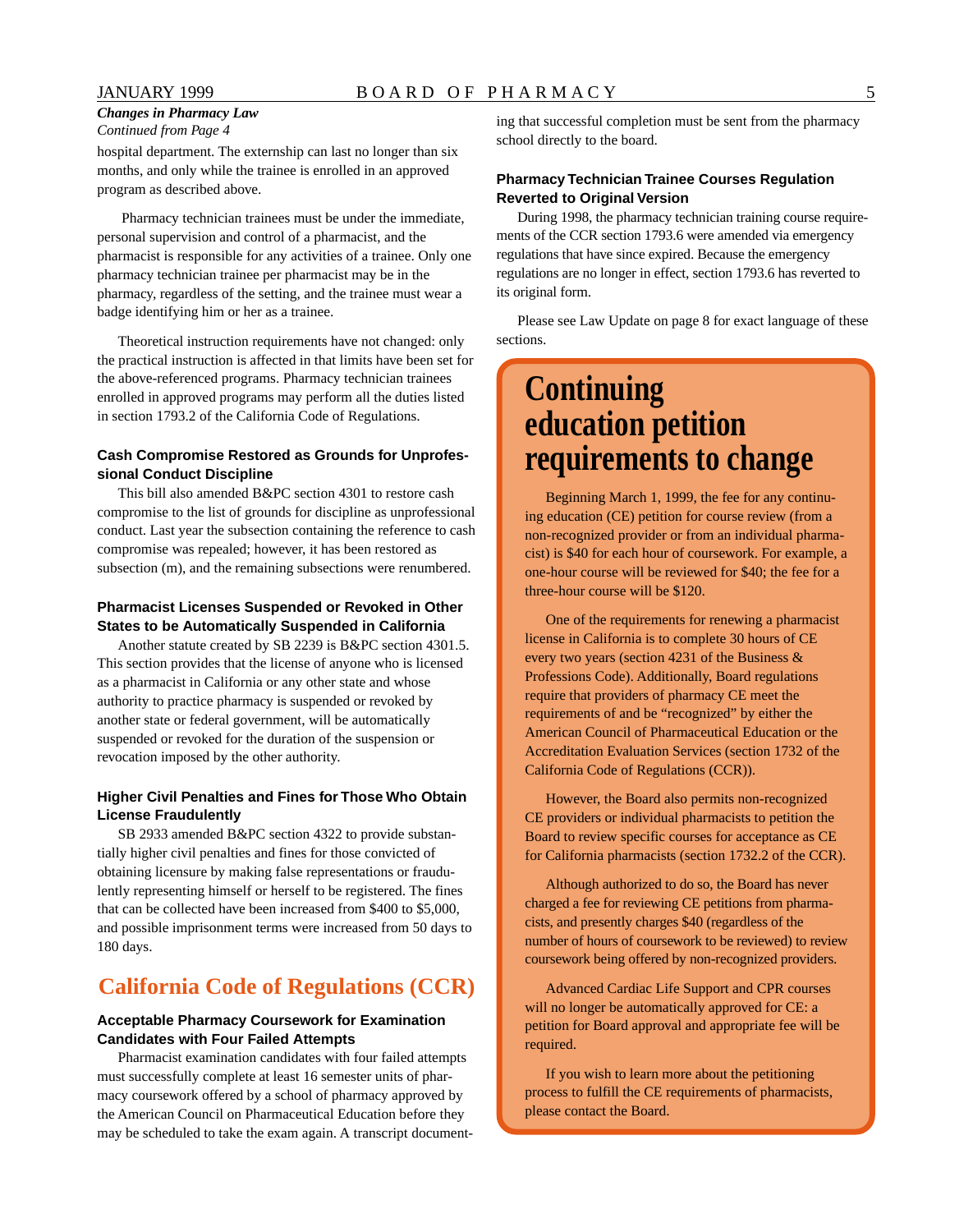*Changes in Pharmacy Law*
*Continued from Page 4*

hospital department. The externship can last no longer than six months, and only while the trainee is enrolled in an approved program as described above.

Pharmacy technician trainees must be under the immediate, personal supervision and control of a pharmacist, and the pharmacist is responsible for any activities of a trainee. Only one pharmacy technician trainee per pharmacist may be in the pharmacy, regardless of the setting, and the trainee must wear a badge identifying him or her as a trainee.

Theoretical instruction requirements have not changed: only the practical instruction is affected in that limits have been set for the above-referenced programs. Pharmacy technician trainees enrolled in approved programs may perform all the duties listed in section 1793.2 of the California Code of Regulations.

### Cash Compromise Restored as Grounds for Unprofessional Conduct Discipline

This bill also amended B&PC section 4301 to restore cash compromise to the list of grounds for discipline as unprofessional conduct. Last year the subsection containing the reference to cash compromise was repealed; however, it has been restored as subsection (m), and the remaining subsections were renumbered.

### Pharmacist Licenses Suspended or Revoked in Other States to be Automatically Suspended in California

Another statute created by SB 2239 is B&PC section 4301.5. This section provides that the license of anyone who is licensed as a pharmacist in California or any other state and whose authority to practice pharmacy is suspended or revoked by another state or federal government, will be automatically suspended or revoked for the duration of the suspension or revocation imposed by the other authority.

### Higher Civil Penalties and Fines for Those Who Obtain License Fraudulently

SB 2933 amended B&PC section 4322 to provide substantially higher civil penalties and fines for those convicted of obtaining licensure by making false representations or fraudulently representing himself or herself to be registered. The fines that can be collected have been increased from $400 to $5,000, and possible imprisonment terms were increased from 50 days to 180 days.

## California Code of Regulations (CCR)

### Acceptable Pharmacy Coursework for Examination Candidates with Four Failed Attempts

Pharmacist examination candidates with four failed attempts must successfully complete at least 16 semester units of pharmacy coursework offered by a school of pharmacy approved by the American Council on Pharmaceutical Education before they may be scheduled to take the exam again. A transcript documenting that successful completion must be sent from the pharmacy school directly to the board.

### Pharmacy Technician Trainee Courses Regulation Reverted to Original Version

During 1998, the pharmacy technician training course requirements of the CCR section 1793.6 were amended via emergency regulations that have since expired. Because the emergency regulations are no longer in effect, section 1793.6 has reverted to its original form.

Please see Law Update on page 8 for exact language of these sections.

## Continuing education petition requirements to change

Beginning March 1, 1999, the fee for any continuing education (CE) petition for course review (from a non-recognized provider or from an individual pharmacist) is $40 for each hour of coursework. For example, a one-hour course will be reviewed for $40; the fee for a three-hour course will be $120.

One of the requirements for renewing a pharmacist license in California is to complete 30 hours of CE every two years (section 4231 of the Business & Professions Code). Additionally, Board regulations require that providers of pharmacy CE meet the requirements of and be "recognized" by either the American Council of Pharmaceutical Education or the Accreditation Evaluation Services (section 1732 of the California Code of Regulations (CCR)).

However, the Board also permits non-recognized CE providers or individual pharmacists to petition the Board to review specific courses for acceptance as CE for California pharmacists (section 1732.2 of the CCR).

Although authorized to do so, the Board has never charged a fee for reviewing CE petitions from pharmacists, and presently charges $40 (regardless of the number of hours of coursework to be reviewed) to review coursework being offered by non-recognized providers.

Advanced Cardiac Life Support and CPR courses will no longer be automatically approved for CE: a petition for Board approval and appropriate fee will be required.

If you wish to learn more about the petitioning process to fulfill the CE requirements of pharmacists, please contact the Board.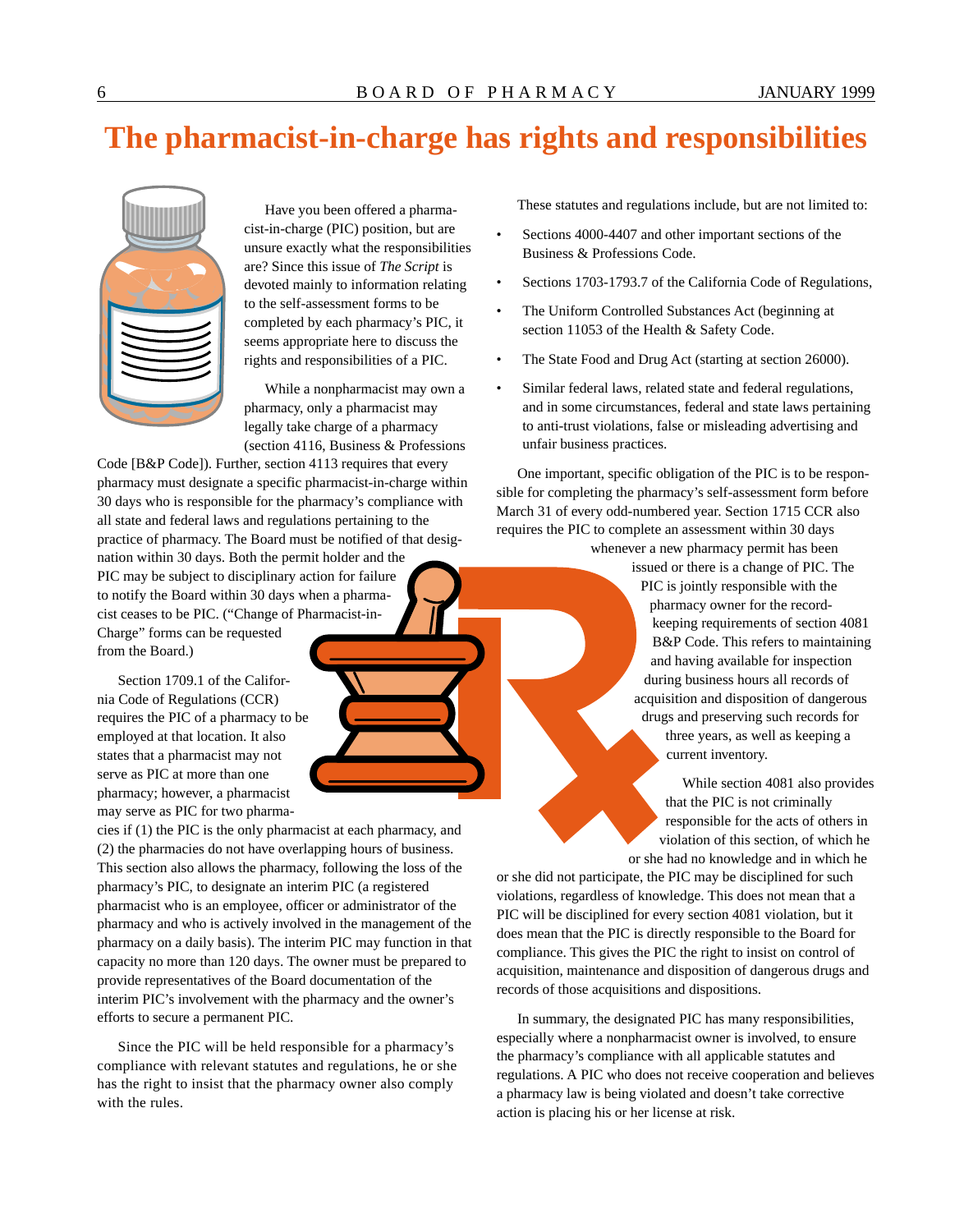# The pharmacist-in-charge has rights and responsibilities

Have you been offered a pharmacist-in-charge (PIC) position, but are unsure exactly what the responsibilities are? Since this issue of *The Script* is devoted mainly to information relating to the self-assessment forms to be completed by each pharmacy's PIC, it seems appropriate here to discuss the rights and responsibilities of a PIC.

While a nonpharmacist may own a pharmacy, only a pharmacist may legally take charge of a pharmacy (section 4116, Business & Professions Code [B&P Code]). Further, section 4113 requires that every pharmacy must designate a specific pharmacist-in-charge within 30 days who is responsible for the pharmacy's compliance with all state and federal laws and regulations pertaining to the practice of pharmacy. The Board must be notified of that designation within 30 days. Both the permit holder and the PIC may be subject to disciplinary action for failure to notify the Board within 30 days when a pharmacist ceases to be PIC. ("Change of Pharmacist-in-Charge" forms can be requested from the Board.)

Section 1709.1 of the California Code of Regulations (CCR) requires the PIC of a pharmacy to be employed at that location. It also states that a pharmacist may not serve as PIC at more than one pharmacy; however, a pharmacist may serve as PIC for two pharmacies if (1) the PIC is the only pharmacist at each pharmacy, and (2) the pharmacies do not have overlapping hours of business. This section also allows the pharmacy, following the loss of the pharmacy's PIC, to designate an interim PIC (a registered pharmacist who is an employee, officer or administrator of the pharmacy and who is actively involved in the management of the pharmacy on a daily basis). The interim PIC may function in that capacity no more than 120 days. The owner must be prepared to provide representatives of the Board documentation of the interim PIC's involvement with the pharmacy and the owner's efforts to secure a permanent PIC.

Since the PIC will be held responsible for a pharmacy's compliance with relevant statutes and regulations, he or she has the right to insist that the pharmacy owner also comply with the rules.

These statutes and regulations include, but are not limited to:

- Sections 4000-4407 and other important sections of the Business & Professions Code.
- Sections 1703-1793.7 of the California Code of Regulations,
- The Uniform Controlled Substances Act (beginning at section 11053 of the Health & Safety Code.
- The State Food and Drug Act (starting at section 26000).
- Similar federal laws, related state and federal regulations, and in some circumstances, federal and state laws pertaining to anti-trust violations, false or misleading advertising and unfair business practices.

One important, specific obligation of the PIC is to be responsible for completing the pharmacy's self-assessment form before March 31 of every odd-numbered year. Section 1715 CCR also requires the PIC to complete an assessment within 30 days whenever a new pharmacy permit has been issued or there is a change of PIC. The PIC is jointly responsible with the pharmacy owner for the record-keeping requirements of section 4081 B&P Code. This refers to maintaining and having available for inspection during business hours all records of acquisition and disposition of dangerous drugs and preserving such records for three years, as well as keeping a current inventory.

While section 4081 also provides that the PIC is not criminally responsible for the acts of others in violation of this section, of which he or she had no knowledge and in which he or she did not participate, the PIC may be disciplined for such violations, regardless of knowledge. This does not mean that a PIC will be disciplined for every section 4081 violation, but it does mean that the PIC is directly responsible to the Board for compliance. This gives the PIC the right to insist on control of acquisition, maintenance and disposition of dangerous drugs and records of those acquisitions and dispositions.

In summary, the designated PIC has many responsibilities, especially where a nonpharmacist owner is involved, to ensure the pharmacy's compliance with all applicable statutes and regulations. A PIC who does not receive cooperation and believes a pharmacy law is being violated and doesn't take corrective action is placing his or her license at risk.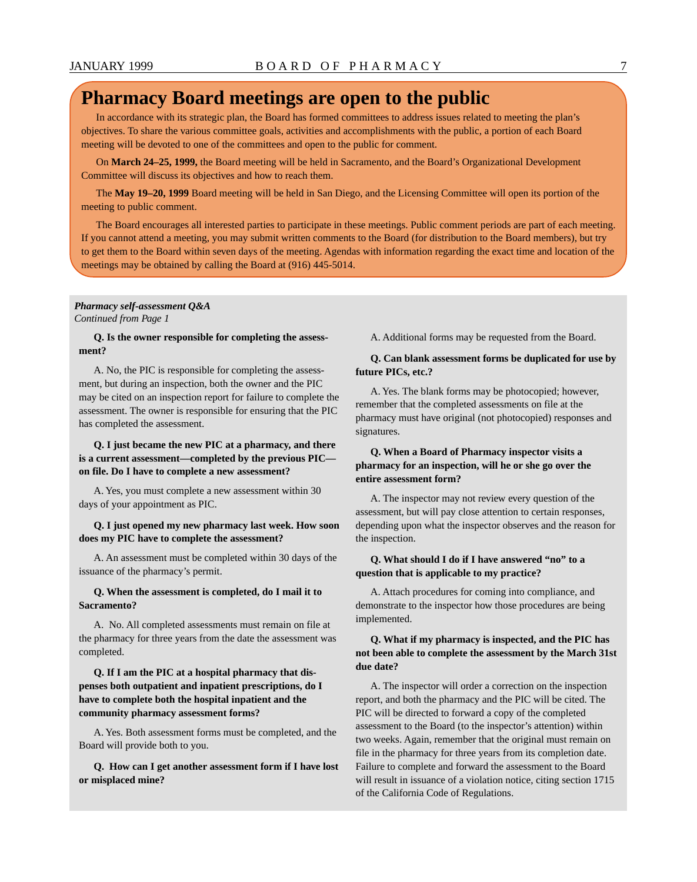# Pharmacy Board meetings are open to the public

In accordance with its strategic plan, the Board has formed committees to address issues related to meeting the plan's objectives. To share the various committee goals, activities and accomplishments with the public, a portion of each Board meeting will be devoted to one of the committees and open to the public for comment.

On **March 24–25, 1999,** the Board meeting will be held in Sacramento, and the Board's Organizational Development Committee will discuss its objectives and how to reach them.

The **May 19–20, 1999** Board meeting will be held in San Diego, and the Licensing Committee will open its portion of the meeting to public comment.

The Board encourages all interested parties to participate in these meetings. Public comment periods are part of each meeting. If you cannot attend a meeting, you may submit written comments to the Board (for distribution to the Board members), but try to get them to the Board within seven days of the meeting. Agendas with information regarding the exact time and location of the meetings may be obtained by calling the Board at (916) 445-5014.

***Pharmacy self-assessment Q&A***
*Continued from Page 1*

**Q. Is the owner responsible for completing the assessment?**

A. No, the PIC is responsible for completing the assessment, but during an inspection, both the owner and the PIC may be cited on an inspection report for failure to complete the assessment. The owner is responsible for ensuring that the PIC has completed the assessment.

**Q. I just became the new PIC at a pharmacy, and there is a current assessment—completed by the previous PIC—on file. Do I have to complete a new assessment?**

A. Yes, you must complete a new assessment within 30 days of your appointment as PIC.

**Q. I just opened my new pharmacy last week. How soon does my PIC have to complete the assessment?**

A. An assessment must be completed within 30 days of the issuance of the pharmacy's permit.

**Q. When the assessment is completed, do I mail it to Sacramento?**

A. No. All completed assessments must remain on file at the pharmacy for three years from the date the assessment was completed.

**Q. If I am the PIC at a hospital pharmacy that dispenses both outpatient and inpatient prescriptions, do I have to complete both the hospital inpatient and the community pharmacy assessment forms?**

A. Yes. Both assessment forms must be completed, and the Board will provide both to you.

**Q. How can I get another assessment form if I have lost or misplaced mine?**

A. Additional forms may be requested from the Board.

**Q. Can blank assessment forms be duplicated for use by future PICs, etc.?**

A. Yes. The blank forms may be photocopied; however, remember that the completed assessments on file at the pharmacy must have original (not photocopied) responses and signatures.

**Q. When a Board of Pharmacy inspector visits a pharmacy for an inspection, will he or she go over the entire assessment form?**

A. The inspector may not review every question of the assessment, but will pay close attention to certain responses, depending upon what the inspector observes and the reason for the inspection.

**Q. What should I do if I have answered "no" to a question that is applicable to my practice?**

A. Attach procedures for coming into compliance, and demonstrate to the inspector how those procedures are being implemented.

**Q. What if my pharmacy is inspected, and the PIC has not been able to complete the assessment by the March 31st due date?**

A. The inspector will order a correction on the inspection report, and both the pharmacy and the PIC will be cited. The PIC will be directed to forward a copy of the completed assessment to the Board (to the inspector's attention) within two weeks. Again, remember that the original must remain on file in the pharmacy for three years from its completion date. Failure to complete and forward the assessment to the Board will result in issuance of a violation notice, citing section 1715 of the California Code of Regulations.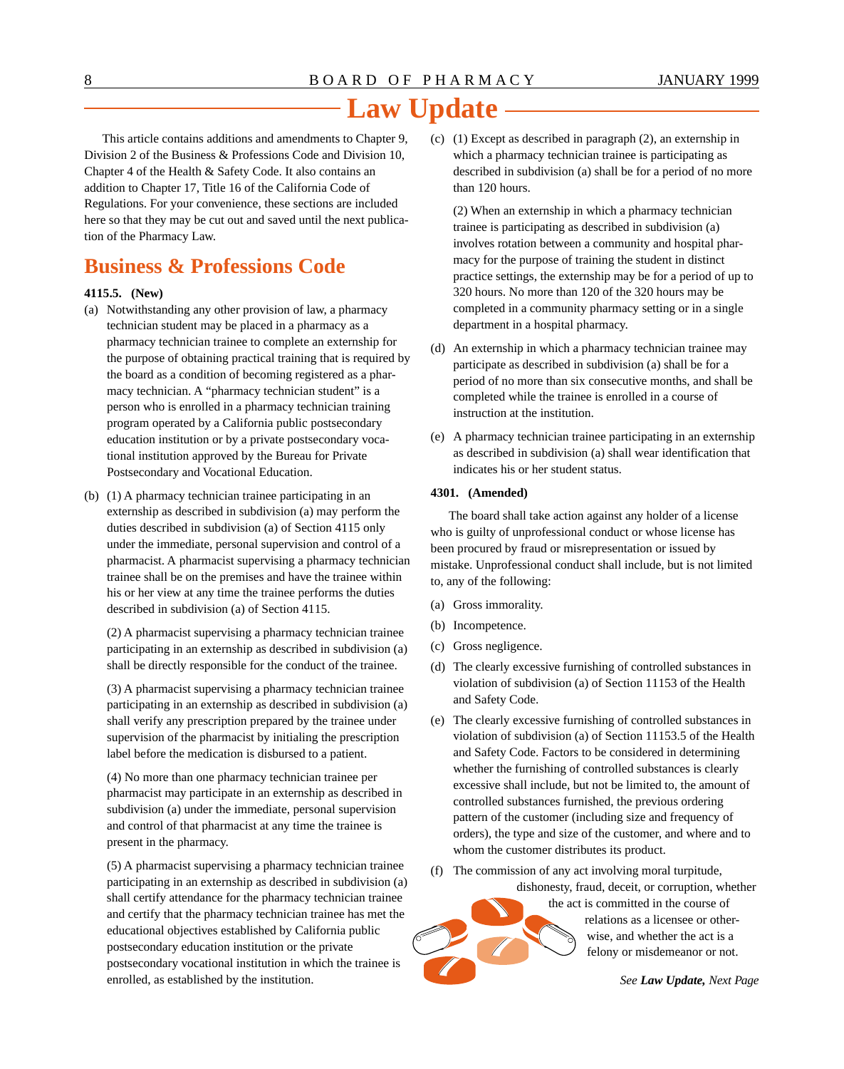# Law Update

This article contains additions and amendments to Chapter 9, Division 2 of the Business & Professions Code and Division 10, Chapter 4 of the Health & Safety Code. It also contains an addition to Chapter 17, Title 16 of the California Code of Regulations. For your convenience, these sections are included here so that they may be cut out and saved until the next publication of the Pharmacy Law.

## Business & Professions Code

**4115.5. (New)**

(a) Notwithstanding any other provision of law, a pharmacy technician student may be placed in a pharmacy as a pharmacy technician trainee to complete an externship for the purpose of obtaining practical training that is required by the board as a condition of becoming registered as a pharmacy technician. A "pharmacy technician student" is a person who is enrolled in a pharmacy technician training program operated by a California public postsecondary education institution or by a private postsecondary vocational institution approved by the Bureau for Private Postsecondary and Vocational Education.

(b) (1) A pharmacy technician trainee participating in an externship as described in subdivision (a) may perform the duties described in subdivision (a) of Section 4115 only under the immediate, personal supervision and control of a pharmacist. A pharmacist supervising a pharmacy technician trainee shall be on the premises and have the trainee within his or her view at any time the trainee performs the duties described in subdivision (a) of Section 4115.

(2) A pharmacist supervising a pharmacy technician trainee participating in an externship as described in subdivision (a) shall be directly responsible for the conduct of the trainee.

(3) A pharmacist supervising a pharmacy technician trainee participating in an externship as described in subdivision (a) shall verify any prescription prepared by the trainee under supervision of the pharmacist by initialing the prescription label before the medication is disbursed to a patient.

(4) No more than one pharmacy technician trainee per pharmacist may participate in an externship as described in subdivision (a) under the immediate, personal supervision and control of that pharmacist at any time the trainee is present in the pharmacy.

(5) A pharmacist supervising a pharmacy technician trainee participating in an externship as described in subdivision (a) shall certify attendance for the pharmacy technician trainee and certify that the pharmacy technician trainee has met the educational objectives established by California public postsecondary education institution or the private postsecondary vocational institution in which the trainee is enrolled, as established by the institution.

(c) (1) Except as described in paragraph (2), an externship in which a pharmacy technician trainee is participating as described in subdivision (a) shall be for a period of no more than 120 hours.

(2) When an externship in which a pharmacy technician trainee is participating as described in subdivision (a) involves rotation between a community and hospital pharmacy for the purpose of training the student in distinct practice settings, the externship may be for a period of up to 320 hours. No more than 120 of the 320 hours may be completed in a community pharmacy setting or in a single department in a hospital pharmacy.

(d) An externship in which a pharmacy technician trainee may participate as described in subdivision (a) shall be for a period of no more than six consecutive months, and shall be completed while the trainee is enrolled in a course of instruction at the institution.

(e) A pharmacy technician trainee participating in an externship as described in subdivision (a) shall wear identification that indicates his or her student status.

**4301. (Amended)**

The board shall take action against any holder of a license who is guilty of unprofessional conduct or whose license has been procured by fraud or misrepresentation or issued by mistake. Unprofessional conduct shall include, but is not limited to, any of the following:

(a) Gross immorality.

(b) Incompetence.

(c) Gross negligence.

(d) The clearly excessive furnishing of controlled substances in violation of subdivision (a) of Section 11153 of the Health and Safety Code.

(e) The clearly excessive furnishing of controlled substances in violation of subdivision (a) of Section 11153.5 of the Health and Safety Code. Factors to be considered in determining whether the furnishing of controlled substances is clearly excessive shall include, but not be limited to, the amount of controlled substances furnished, the previous ordering pattern of the customer (including size and frequency of orders), the type and size of the customer, and where and to whom the customer distributes its product.

(f) The commission of any act involving moral turpitude, dishonesty, fraud, deceit, or corruption, whether the act is committed in the course of relations as a licensee or otherwise, and whether the act is a felony or misdemeanor or not.

*See **Law Update,** Next Page*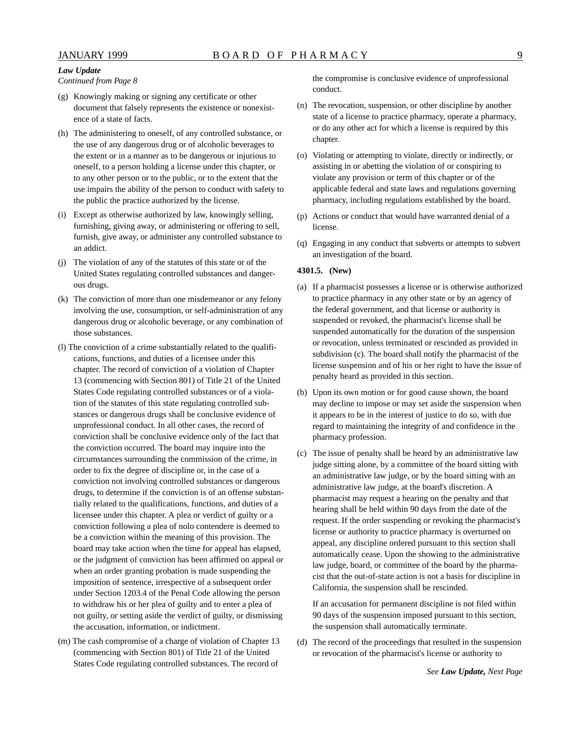***Law Update***
*Continued from Page 8*

(g) Knowingly making or signing any certificate or other document that falsely represents the existence or nonexistence of a state of facts.

(h) The administering to oneself, of any controlled substance, or the use of any dangerous drug or of alcoholic beverages to the extent or in a manner as to be dangerous or injurious to oneself, to a person holding a license under this chapter, or to any other person or to the public, or to the extent that the use impairs the ability of the person to conduct with safety to the public the practice authorized by the license.

(i) Except as otherwise authorized by law, knowingly selling, furnishing, giving away, or administering or offering to sell, furnish, give away, or administer any controlled substance to an addict.

(j) The violation of any of the statutes of this state or of the United States regulating controlled substances and dangerous drugs.

(k) The conviction of more than one misdemeanor or any felony involving the use, consumption, or self-administration of any dangerous drug or alcoholic beverage, or any combination of those substances.

(l) The conviction of a crime substantially related to the qualifications, functions, and duties of a licensee under this chapter. The record of conviction of a violation of Chapter 13 (commencing with Section 801) of Title 21 of the United States Code regulating controlled substances or of a violation of the statutes of this state regulating controlled substances or dangerous drugs shall be conclusive evidence of unprofessional conduct. In all other cases, the record of conviction shall be conclusive evidence only of the fact that the conviction occurred. The board may inquire into the circumstances surrounding the commission of the crime, in order to fix the degree of discipline or, in the case of a conviction not involving controlled substances or dangerous drugs, to determine if the conviction is of an offense substantially related to the qualifications, functions, and duties of a licensee under this chapter. A plea or verdict of guilty or a conviction following a plea of nolo contendere is deemed to be a conviction within the meaning of this provision. The board may take action when the time for appeal has elapsed, or the judgment of conviction has been affirmed on appeal or when an order granting probation is made suspending the imposition of sentence, irrespective of a subsequent order under Section 1203.4 of the Penal Code allowing the person to withdraw his or her plea of guilty and to enter a plea of not guilty, or setting aside the verdict of guilty, or dismissing the accusation, information, or indictment.

(m) The cash compromise of a charge of violation of Chapter 13 (commencing with Section 801) of Title 21 of the United States Code regulating controlled substances. The record of the compromise is conclusive evidence of unprofessional conduct.

(n) The revocation, suspension, or other discipline by another state of a license to practice pharmacy, operate a pharmacy, or do any other act for which a license is required by this chapter.

(o) Violating or attempting to violate, directly or indirectly, or assisting in or abetting the violation of or conspiring to violate any provision or term of this chapter or of the applicable federal and state laws and regulations governing pharmacy, including regulations established by the board.

(p) Actions or conduct that would have warranted denial of a license.

(q) Engaging in any conduct that subverts or attempts to subvert an investigation of the board.

**4301.5. (New)**

(a) If a pharmacist possesses a license or is otherwise authorized to practice pharmacy in any other state or by an agency of the federal government, and that license or authority is suspended or revoked, the pharmacist's license shall be suspended automatically for the duration of the suspension or revocation, unless terminated or rescinded as provided in subdivision (c). The board shall notify the pharmacist of the license suspension and of his or her right to have the issue of penalty heard as provided in this section.

(b) Upon its own motion or for good cause shown, the board may decline to impose or may set aside the suspension when it appears to be in the interest of justice to do so, with due regard to maintaining the integrity of and confidence in the pharmacy profession.

(c) The issue of penalty shall be heard by an administrative law judge sitting alone, by a committee of the board sitting with an administrative law judge, or by the board sitting with an administrative law judge, at the board's discretion. A pharmacist may request a hearing on the penalty and that hearing shall be held within 90 days from the date of the request. If the order suspending or revoking the pharmacist's license or authority to practice pharmacy is overturned on appeal, any discipline ordered pursuant to this section shall automatically cease. Upon the showing to the administrative law judge, board, or committee of the board by the pharmacist that the out-of-state action is not a basis for discipline in California, the suspension shall be rescinded.

If an accusation for permanent discipline is not filed within 90 days of the suspension imposed pursuant to this section, the suspension shall automatically terminate.

(d) The record of the proceedings that resulted in the suspension or revocation of the pharmacist's license or authority to

*See* ***Law Update,*** *Next Page*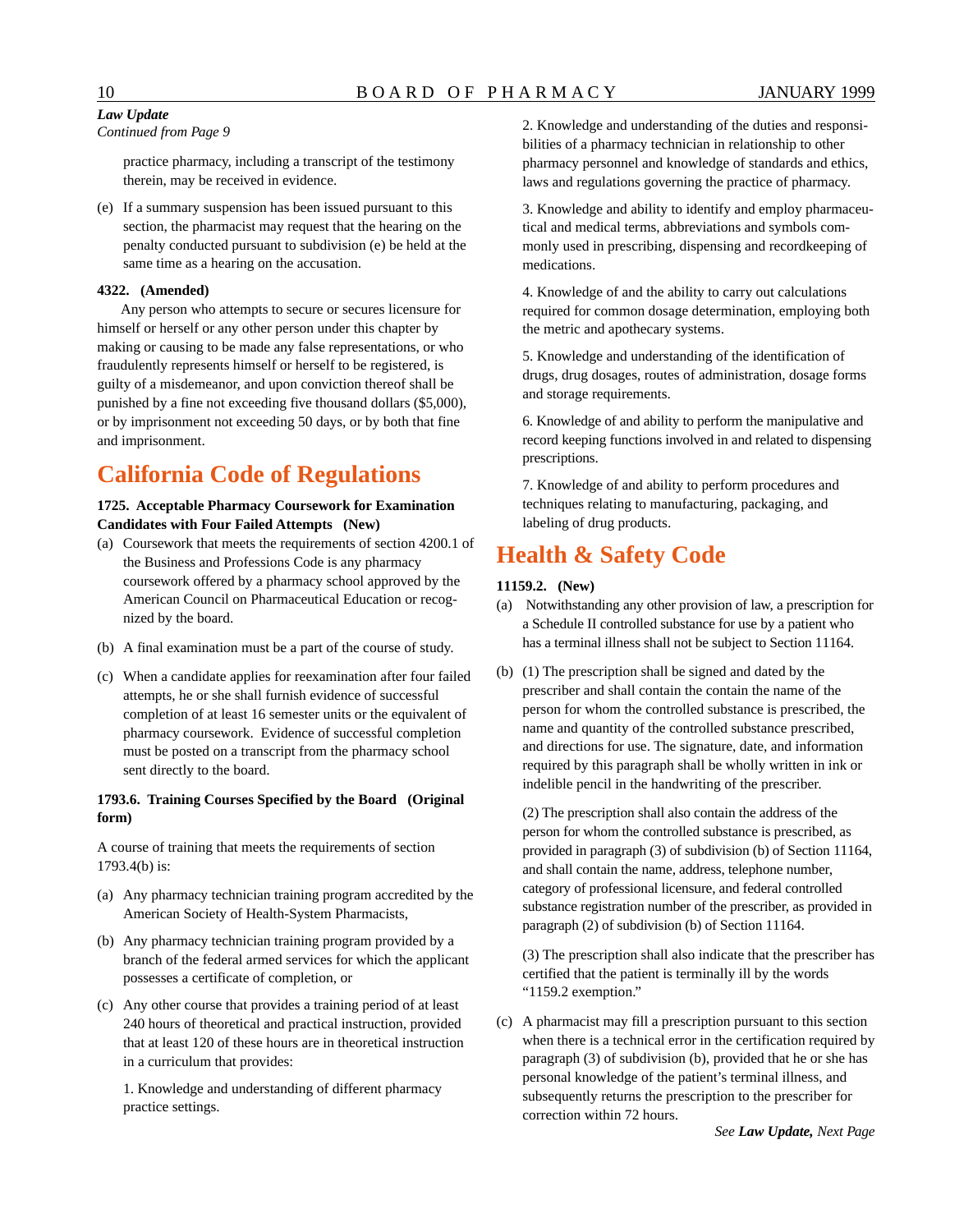*Law Update*
*Continued from Page 9*

practice pharmacy, including a transcript of the testimony therein, may be received in evidence.

(e) If a summary suspension has been issued pursuant to this section, the pharmacist may request that the hearing on the penalty conducted pursuant to subdivision (e) be held at the same time as a hearing on the accusation.

**4322. (Amended)**

Any person who attempts to secure or secures licensure for himself or herself or any other person under this chapter by making or causing to be made any false representations, or who fraudulently represents himself or herself to be registered, is guilty of a misdemeanor, and upon conviction thereof shall be punished by a fine not exceeding five thousand dollars ($5,000), or by imprisonment not exceeding 50 days, or by both that fine and imprisonment.

## California Code of Regulations

**1725. Acceptable Pharmacy Coursework for Examination Candidates with Four Failed Attempts (New)**

(a) Coursework that meets the requirements of section 4200.1 of the Business and Professions Code is any pharmacy coursework offered by a pharmacy school approved by the American Council on Pharmaceutical Education or recognized by the board.

(b) A final examination must be a part of the course of study.

(c) When a candidate applies for reexamination after four failed attempts, he or she shall furnish evidence of successful completion of at least 16 semester units or the equivalent of pharmacy coursework. Evidence of successful completion must be posted on a transcript from the pharmacy school sent directly to the board.

**1793.6. Training Courses Specified by the Board (Original form)**

A course of training that meets the requirements of section 1793.4(b) is:

(a) Any pharmacy technician training program accredited by the American Society of Health-System Pharmacists,

(b) Any pharmacy technician training program provided by a branch of the federal armed services for which the applicant possesses a certificate of completion, or

(c) Any other course that provides a training period of at least 240 hours of theoretical and practical instruction, provided that at least 120 of these hours are in theoretical instruction in a curriculum that provides:

1. Knowledge and understanding of different pharmacy practice settings.

2. Knowledge and understanding of the duties and responsibilities of a pharmacy technician in relationship to other pharmacy personnel and knowledge of standards and ethics, laws and regulations governing the practice of pharmacy.

3. Knowledge and ability to identify and employ pharmaceutical and medical terms, abbreviations and symbols commonly used in prescribing, dispensing and recordkeeping of medications.

4. Knowledge of and the ability to carry out calculations required for common dosage determination, employing both the metric and apothecary systems.

5. Knowledge and understanding of the identification of drugs, drug dosages, routes of administration, dosage forms and storage requirements.

6. Knowledge of and ability to perform the manipulative and record keeping functions involved in and related to dispensing prescriptions.

7. Knowledge of and ability to perform procedures and techniques relating to manufacturing, packaging, and labeling of drug products.

## Health & Safety Code

**11159.2. (New)**

(a) Notwithstanding any other provision of law, a prescription for a Schedule II controlled substance for use by a patient who has a terminal illness shall not be subject to Section 11164.

(b) (1) The prescription shall be signed and dated by the prescriber and shall contain the contain the name of the person for whom the controlled substance is prescribed, the name and quantity of the controlled substance prescribed, and directions for use. The signature, date, and information required by this paragraph shall be wholly written in ink or indelible pencil in the handwriting of the prescriber.

(2) The prescription shall also contain the address of the person for whom the controlled substance is prescribed, as provided in paragraph (3) of subdivision (b) of Section 11164, and shall contain the name, address, telephone number, category of professional licensure, and federal controlled substance registration number of the prescriber, as provided in paragraph (2) of subdivision (b) of Section 11164.

(3) The prescription shall also indicate that the prescriber has certified that the patient is terminally ill by the words "1159.2 exemption."

(c) A pharmacist may fill a prescription pursuant to this section when there is a technical error in the certification required by paragraph (3) of subdivision (b), provided that he or she has personal knowledge of the patient's terminal illness, and subsequently returns the prescription to the prescriber for correction within 72 hours.

*See **Law Update,** Next Page*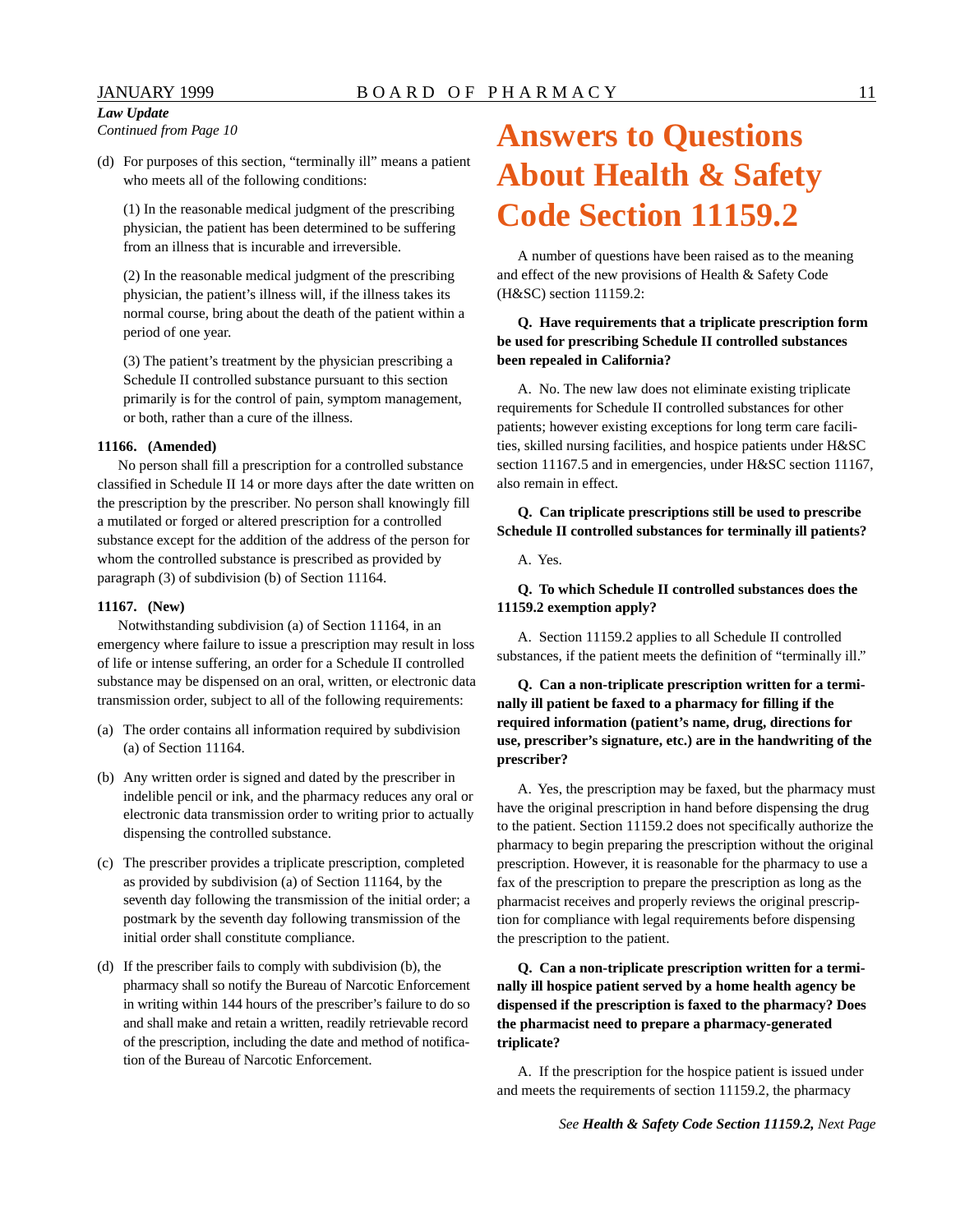*Law Update*
*Continued from Page 10*

(d) For purposes of this section, "terminally ill" means a patient who meets all of the following conditions:

(1) In the reasonable medical judgment of the prescribing physician, the patient has been determined to be suffering from an illness that is incurable and irreversible.

(2) In the reasonable medical judgment of the prescribing physician, the patient's illness will, if the illness takes its normal course, bring about the death of the patient within a period of one year.

(3) The patient's treatment by the physician prescribing a Schedule II controlled substance pursuant to this section primarily is for the control of pain, symptom management, or both, rather than a cure of the illness.

**11166. (Amended)**

No person shall fill a prescription for a controlled substance classified in Schedule II 14 or more days after the date written on the prescription by the prescriber. No person shall knowingly fill a mutilated or forged or altered prescription for a controlled substance except for the addition of the address of the person for whom the controlled substance is prescribed as provided by paragraph (3) of subdivision (b) of Section 11164.

**11167. (New)**

Notwithstanding subdivision (a) of Section 11164, in an emergency where failure to issue a prescription may result in loss of life or intense suffering, an order for a Schedule II controlled substance may be dispensed on an oral, written, or electronic data transmission order, subject to all of the following requirements:

(a) The order contains all information required by subdivision (a) of Section 11164.

(b) Any written order is signed and dated by the prescriber in indelible pencil or ink, and the pharmacy reduces any oral or electronic data transmission order to writing prior to actually dispensing the controlled substance.

(c) The prescriber provides a triplicate prescription, completed as provided by subdivision (a) of Section 11164, by the seventh day following the transmission of the initial order; a postmark by the seventh day following transmission of the initial order shall constitute compliance.

(d) If the prescriber fails to comply with subdivision (b), the pharmacy shall so notify the Bureau of Narcotic Enforcement in writing within 144 hours of the prescriber's failure to do so and shall make and retain a written, readily retrievable record of the prescription, including the date and method of notification of the Bureau of Narcotic Enforcement.

# Answers to Questions About Health & Safety Code Section 11159.2

A number of questions have been raised as to the meaning and effect of the new provisions of Health & Safety Code (H&SC) section 11159.2:

**Q. Have requirements that a triplicate prescription form be used for prescribing Schedule II controlled substances been repealed in California?**

A. No. The new law does not eliminate existing triplicate requirements for Schedule II controlled substances for other patients; however existing exceptions for long term care facilities, skilled nursing facilities, and hospice patients under H&SC section 11167.5 and in emergencies, under H&SC section 11167, also remain in effect.

**Q. Can triplicate prescriptions still be used to prescribe Schedule II controlled substances for terminally ill patients?**

A. Yes.

**Q. To which Schedule II controlled substances does the 11159.2 exemption apply?**

A. Section 11159.2 applies to all Schedule II controlled substances, if the patient meets the definition of "terminally ill."

**Q. Can a non-triplicate prescription written for a terminally ill patient be faxed to a pharmacy for filling if the required information (patient's name, drug, directions for use, prescriber's signature, etc.) are in the handwriting of the prescriber?**

A. Yes, the prescription may be faxed, but the pharmacy must have the original prescription in hand before dispensing the drug to the patient. Section 11159.2 does not specifically authorize the pharmacy to begin preparing the prescription without the original prescription. However, it is reasonable for the pharmacy to use a fax of the prescription to prepare the prescription as long as the pharmacist receives and properly reviews the original prescription for compliance with legal requirements before dispensing the prescription to the patient.

**Q. Can a non-triplicate prescription written for a terminally ill hospice patient served by a home health agency be dispensed if the prescription is faxed to the pharmacy? Does the pharmacist need to prepare a pharmacy-generated triplicate?**

A. If the prescription for the hospice patient is issued under and meets the requirements of section 11159.2, the pharmacy

*See **Health & Safety Code Section 11159.2,** Next Page*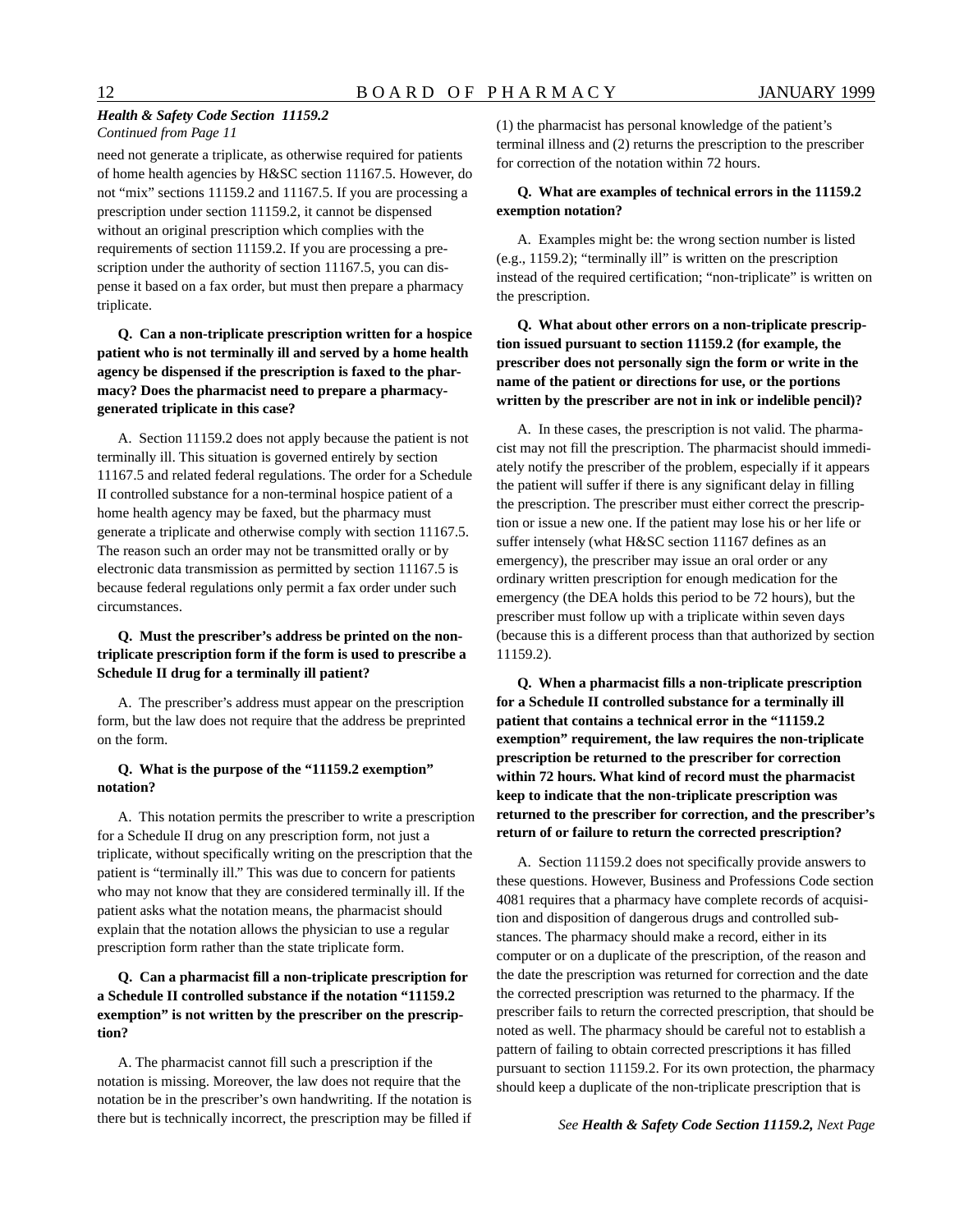***Health & Safety Code Section 11159.2***
*Continued from Page 11*

need not generate a triplicate, as otherwise required for patients of home health agencies by H&SC section 11167.5. However, do not "mix" sections 11159.2 and 11167.5. If you are processing a prescription under section 11159.2, it cannot be dispensed without an original prescription which complies with the requirements of section 11159.2. If you are processing a prescription under the authority of section 11167.5, you can dispense it based on a fax order, but must then prepare a pharmacy triplicate.

**Q. Can a non-triplicate prescription written for a hospice patient who is not terminally ill and served by a home health agency be dispensed if the prescription is faxed to the pharmacy? Does the pharmacist need to prepare a pharmacy-generated triplicate in this case?**

A. Section 11159.2 does not apply because the patient is not terminally ill. This situation is governed entirely by section 11167.5 and related federal regulations. The order for a Schedule II controlled substance for a non-terminal hospice patient of a home health agency may be faxed, but the pharmacy must generate a triplicate and otherwise comply with section 11167.5. The reason such an order may not be transmitted orally or by electronic data transmission as permitted by section 11167.5 is because federal regulations only permit a fax order under such circumstances.

**Q. Must the prescriber's address be printed on the non-triplicate prescription form if the form is used to prescribe a Schedule II drug for a terminally ill patient?**

A. The prescriber's address must appear on the prescription form, but the law does not require that the address be preprinted on the form.

**Q. What is the purpose of the "11159.2 exemption" notation?**

A. This notation permits the prescriber to write a prescription for a Schedule II drug on any prescription form, not just a triplicate, without specifically writing on the prescription that the patient is "terminally ill." This was due to concern for patients who may not know that they are considered terminally ill. If the patient asks what the notation means, the pharmacist should explain that the notation allows the physician to use a regular prescription form rather than the state triplicate form.

**Q. Can a pharmacist fill a non-triplicate prescription for a Schedule II controlled substance if the notation "11159.2 exemption" is not written by the prescriber on the prescription?**

A. The pharmacist cannot fill such a prescription if the notation is missing. Moreover, the law does not require that the notation be in the prescriber's own handwriting. If the notation is there but is technically incorrect, the prescription may be filled if (1) the pharmacist has personal knowledge of the patient's terminal illness and (2) returns the prescription to the prescriber for correction of the notation within 72 hours.

**Q. What are examples of technical errors in the 11159.2 exemption notation?**

A. Examples might be: the wrong section number is listed (e.g., 1159.2); "terminally ill" is written on the prescription instead of the required certification; "non-triplicate" is written on the prescription.

**Q. What about other errors on a non-triplicate prescription issued pursuant to section 11159.2 (for example, the prescriber does not personally sign the form or write in the name of the patient or directions for use, or the portions written by the prescriber are not in ink or indelible pencil)?**

A. In these cases, the prescription is not valid. The pharmacist may not fill the prescription. The pharmacist should immediately notify the prescriber of the problem, especially if it appears the patient will suffer if there is any significant delay in filling the prescription. The prescriber must either correct the prescription or issue a new one. If the patient may lose his or her life or suffer intensely (what H&SC section 11167 defines as an emergency), the prescriber may issue an oral order or any ordinary written prescription for enough medication for the emergency (the DEA holds this period to be 72 hours), but the prescriber must follow up with a triplicate within seven days (because this is a different process than that authorized by section 11159.2).

**Q. When a pharmacist fills a non-triplicate prescription for a Schedule II controlled substance for a terminally ill patient that contains a technical error in the "11159.2 exemption" requirement, the law requires the non-triplicate prescription be returned to the prescriber for correction within 72 hours. What kind of record must the pharmacist keep to indicate that the non-triplicate prescription was returned to the prescriber for correction, and the prescriber's return of or failure to return the corrected prescription?**

A. Section 11159.2 does not specifically provide answers to these questions. However, Business and Professions Code section 4081 requires that a pharmacy have complete records of acquisition and disposition of dangerous drugs and controlled substances. The pharmacy should make a record, either in its computer or on a duplicate of the prescription, of the reason and the date the prescription was returned for correction and the date the corrected prescription was returned to the pharmacy. If the prescriber fails to return the corrected prescription, that should be noted as well. The pharmacy should be careful not to establish a pattern of failing to obtain corrected prescriptions it has filled pursuant to section 11159.2. For its own protection, the pharmacy should keep a duplicate of the non-triplicate prescription that is

*See* ***Health & Safety Code Section 11159.2,*** *Next Page*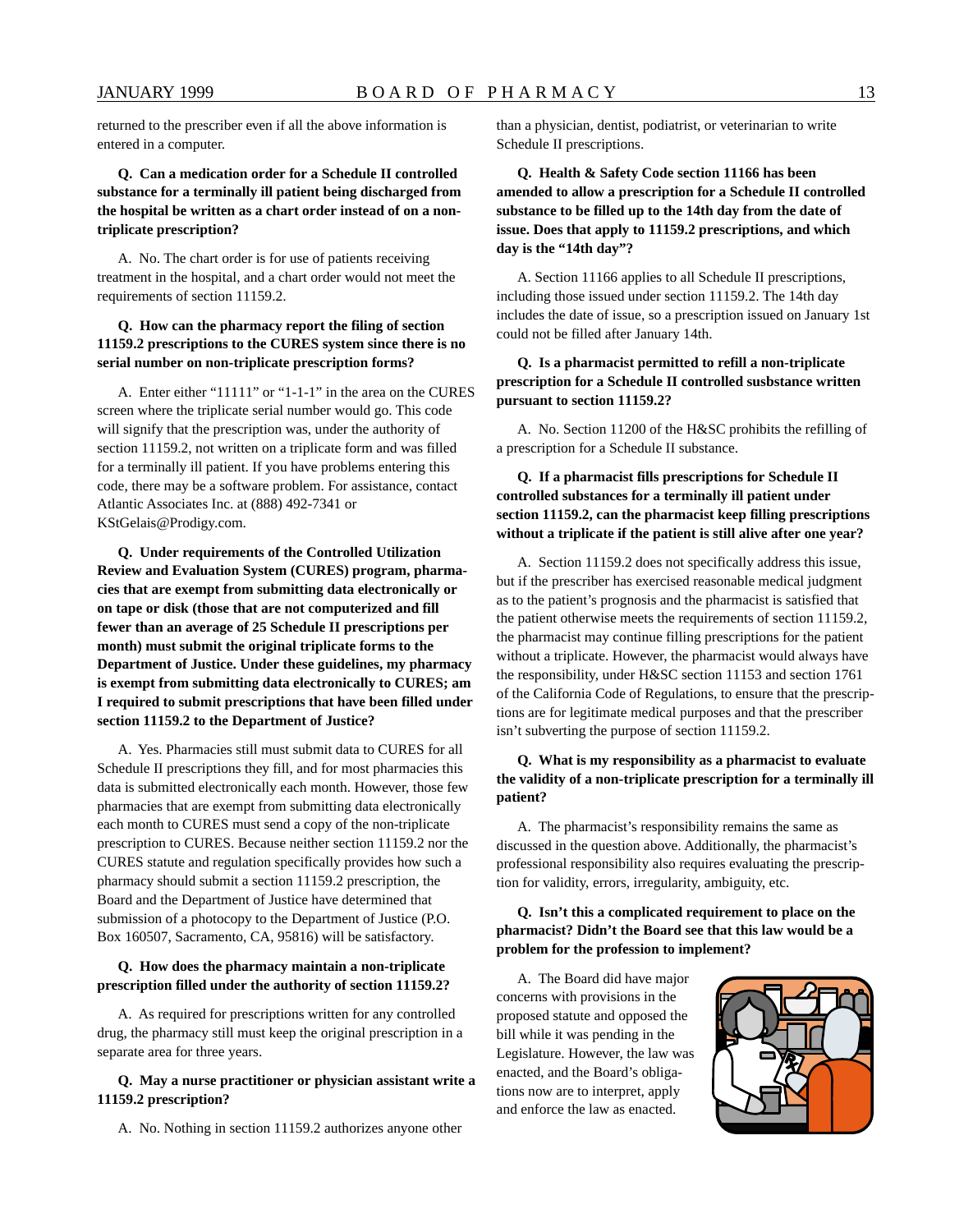returned to the prescriber even if all the above information is entered in a computer.

**Q. Can a medication order for a Schedule II controlled substance for a terminally ill patient being discharged from the hospital be written as a chart order instead of on a non-triplicate prescription?**

A. No. The chart order is for use of patients receiving treatment in the hospital, and a chart order would not meet the requirements of section 11159.2.

**Q. How can the pharmacy report the filing of section 11159.2 prescriptions to the CURES system since there is no serial number on non-triplicate prescription forms?**

A. Enter either "11111" or "1-1-1" in the area on the CURES screen where the triplicate serial number would go. This code will signify that the prescription was, under the authority of section 11159.2, not written on a triplicate form and was filled for a terminally ill patient. If you have problems entering this code, there may be a software problem. For assistance, contact Atlantic Associates Inc. at (888) 492-7341 or KStGelais@Prodigy.com.

**Q. Under requirements of the Controlled Utilization Review and Evaluation System (CURES) program, pharmacies that are exempt from submitting data electronically or on tape or disk (those that are not computerized and fill fewer than an average of 25 Schedule II prescriptions per month) must submit the original triplicate forms to the Department of Justice. Under these guidelines, my pharmacy is exempt from submitting data electronically to CURES; am I required to submit prescriptions that have been filled under section 11159.2 to the Department of Justice?**

A. Yes. Pharmacies still must submit data to CURES for all Schedule II prescriptions they fill, and for most pharmacies this data is submitted electronically each month. However, those few pharmacies that are exempt from submitting data electronically each month to CURES must send a copy of the non-triplicate prescription to CURES. Because neither section 11159.2 nor the CURES statute and regulation specifically provides how such a pharmacy should submit a section 11159.2 prescription, the Board and the Department of Justice have determined that submission of a photocopy to the Department of Justice (P.O. Box 160507, Sacramento, CA, 95816) will be satisfactory.

**Q. How does the pharmacy maintain a non-triplicate prescription filled under the authority of section 11159.2?**

A. As required for prescriptions written for any controlled drug, the pharmacy still must keep the original prescription in a separate area for three years.

**Q. May a nurse practitioner or physician assistant write a 11159.2 prescription?**

A. No. Nothing in section 11159.2 authorizes anyone other than a physician, dentist, podiatrist, or veterinarian to write Schedule II prescriptions.

**Q. Health & Safety Code section 11166 has been amended to allow a prescription for a Schedule II controlled substance to be filled up to the 14th day from the date of issue. Does that apply to 11159.2 prescriptions, and which day is the "14th day"?**

A. Section 11166 applies to all Schedule II prescriptions, including those issued under section 11159.2. The 14th day includes the date of issue, so a prescription issued on January 1st could not be filled after January 14th.

**Q. Is a pharmacist permitted to refill a non-triplicate prescription for a Schedule II controlled susbstance written pursuant to section 11159.2?**

A. No. Section 11200 of the H&SC prohibits the refilling of a prescription for a Schedule II substance.

**Q. If a pharmacist fills prescriptions for Schedule II controlled substances for a terminally ill patient under section 11159.2, can the pharmacist keep filling prescriptions without a triplicate if the patient is still alive after one year?**

A. Section 11159.2 does not specifically address this issue, but if the prescriber has exercised reasonable medical judgment as to the patient's prognosis and the pharmacist is satisfied that the patient otherwise meets the requirements of section 11159.2, the pharmacist may continue filling prescriptions for the patient without a triplicate. However, the pharmacist would always have the responsibility, under H&SC section 11153 and section 1761 of the California Code of Regulations, to ensure that the prescriptions are for legitimate medical purposes and that the prescriber isn't subverting the purpose of section 11159.2.

**Q. What is my responsibility as a pharmacist to evaluate the validity of a non-triplicate prescription for a terminally ill patient?**

A. The pharmacist's responsibility remains the same as discussed in the question above. Additionally, the pharmacist's professional responsibility also requires evaluating the prescription for validity, errors, irregularity, ambiguity, etc.

**Q. Isn't this a complicated requirement to place on the pharmacist? Didn't the Board see that this law would be a problem for the profession to implement?**

A. The Board did have major concerns with provisions in the proposed statute and opposed the bill while it was pending in the Legislature. However, the law was enacted, and the Board's obligations now are to interpret, apply and enforce the law as enacted.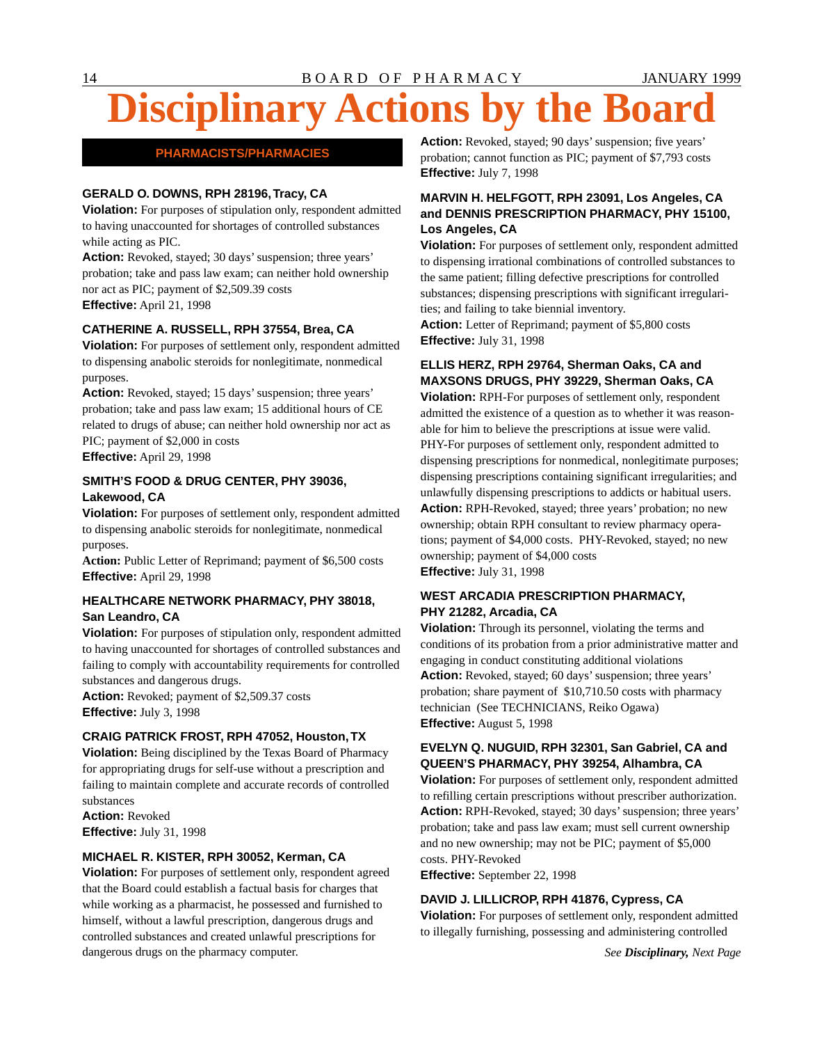# Disciplinary Actions by the Board

## PHARMACISTS/PHARMACIES

### GERALD O. DOWNS, RPH 28196, Tracy, CA

**Violation:** For purposes of stipulation only, respondent admitted to having unaccounted for shortages of controlled substances while acting as PIC.

**Action:** Revoked, stayed; 30 days' suspension; three years' probation; take and pass law exam; can neither hold ownership nor act as PIC; payment of $2,509.39 costs

**Effective:** April 21, 1998

### CATHERINE A. RUSSELL, RPH 37554, Brea, CA

**Violation:** For purposes of settlement only, respondent admitted to dispensing anabolic steroids for nonlegitimate, nonmedical purposes.

**Action:** Revoked, stayed; 15 days' suspension; three years' probation; take and pass law exam; 15 additional hours of CE related to drugs of abuse; can neither hold ownership nor act as PIC; payment of $2,000 in costs

**Effective:** April 29, 1998

### SMITH'S FOOD & DRUG CENTER, PHY 39036, Lakewood, CA

**Violation:** For purposes of settlement only, respondent admitted to dispensing anabolic steroids for nonlegitimate, nonmedical purposes.

**Action:** Public Letter of Reprimand; payment of $6,500 costs

**Effective:** April 29, 1998

### HEALTHCARE NETWORK PHARMACY, PHY 38018, San Leandro, CA

**Violation:** For purposes of stipulation only, respondent admitted to having unaccounted for shortages of controlled substances and failing to comply with accountability requirements for controlled substances and dangerous drugs.

**Action:** Revoked; payment of $2,509.37 costs

**Effective:** July 3, 1998

### CRAIG PATRICK FROST, RPH 47052, Houston, TX

**Violation:** Being disciplined by the Texas Board of Pharmacy for appropriating drugs for self-use without a prescription and failing to maintain complete and accurate records of controlled substances

**Action:** Revoked

**Effective:** July 31, 1998

### MICHAEL R. KISTER, RPH 30052, Kerman, CA

**Violation:** For purposes of settlement only, respondent agreed that the Board could establish a factual basis for charges that while working as a pharmacist, he possessed and furnished to himself, without a lawful prescription, dangerous drugs and controlled substances and created unlawful prescriptions for dangerous drugs on the pharmacy computer.

**Action:** Revoked, stayed; 90 days' suspension; five years' probation; cannot function as PIC; payment of $7,793 costs

**Effective:** July 7, 1998

### MARVIN H. HELFGOTT, RPH 23091, Los Angeles, CA and DENNIS PRESCRIPTION PHARMACY, PHY 15100, Los Angeles, CA

**Violation:** For purposes of settlement only, respondent admitted to dispensing irrational combinations of controlled substances to the same patient; filling defective prescriptions for controlled substances; dispensing prescriptions with significant irregularities; and failing to take biennial inventory.

**Action:** Letter of Reprimand; payment of $5,800 costs

**Effective:** July 31, 1998

### ELLIS HERZ, RPH 29764, Sherman Oaks, CA and MAXSONS DRUGS, PHY 39229, Sherman Oaks, CA

**Violation:** RPH-For purposes of settlement only, respondent admitted the existence of a question as to whether it was reasonable for him to believe the prescriptions at issue were valid. PHY-For purposes of settlement only, respondent admitted to dispensing prescriptions for nonmedical, nonlegitimate purposes; dispensing prescriptions containing significant irregularities; and unlawfully dispensing prescriptions to addicts or habitual users.

**Action:** RPH-Revoked, stayed; three years' probation; no new ownership; obtain RPH consultant to review pharmacy operations; payment of $4,000 costs. PHY-Revoked, stayed; no new ownership; payment of $4,000 costs

**Effective:** July 31, 1998

### WEST ARCADIA PRESCRIPTION PHARMACY, PHY 21282, Arcadia, CA

**Violation:** Through its personnel, violating the terms and conditions of its probation from a prior administrative matter and engaging in conduct constituting additional violations

**Action:** Revoked, stayed; 60 days' suspension; three years' probation; share payment of $10,710.50 costs with pharmacy technician (See TECHNICIANS, Reiko Ogawa)

**Effective:** August 5, 1998

### EVELYN Q. NUGUID, RPH 32301, San Gabriel, CA and QUEEN'S PHARMACY, PHY 39254, Alhambra, CA

**Violation:** For purposes of settlement only, respondent admitted to refilling certain prescriptions without prescriber authorization.

**Action:** RPH-Revoked, stayed; 30 days' suspension; three years' probation; take and pass law exam; must sell current ownership and no new ownership; may not be PIC; payment of $5,000 costs. PHY-Revoked

**Effective:** September 22, 1998

### DAVID J. LILLICROP, RPH 41876, Cypress, CA

**Violation:** For purposes of settlement only, respondent admitted to illegally furnishing, possessing and administering controlled

*See **Disciplinary,** Next Page*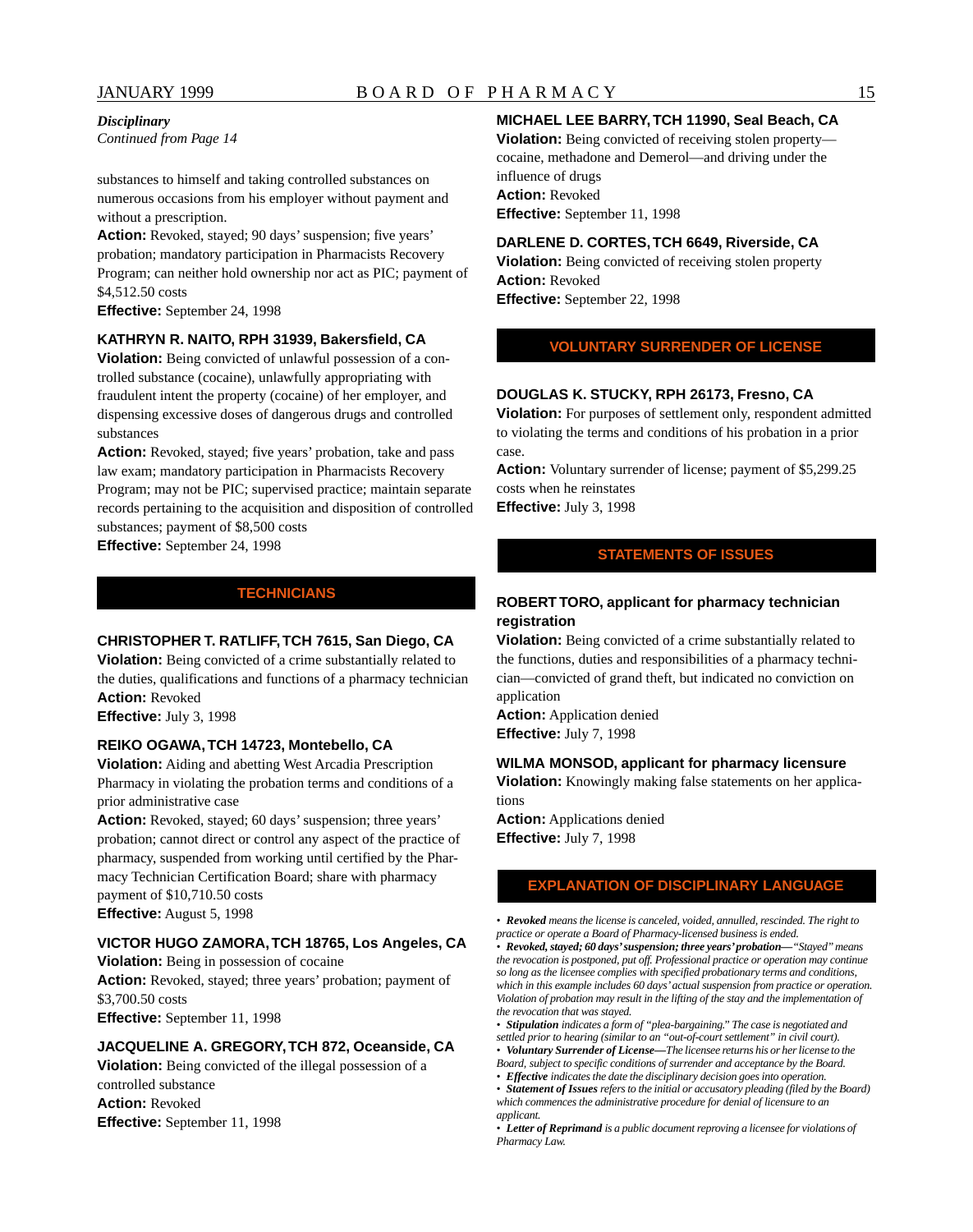*Disciplinary*
*Continued from Page 14*

substances to himself and taking controlled substances on numerous occasions from his employer without payment and without a prescription.
**Action:** Revoked, stayed; 90 days' suspension; five years' probation; mandatory participation in Pharmacists Recovery Program; can neither hold ownership nor act as PIC; payment of $4,512.50 costs
**Effective:** September 24, 1998

**KATHRYN R. NAITO, RPH 31939, Bakersfield, CA**
**Violation:** Being convicted of unlawful possession of a controlled substance (cocaine), unlawfully appropriating with fraudulent intent the property (cocaine) of her employer, and dispensing excessive doses of dangerous drugs and controlled substances
**Action:** Revoked, stayed; five years' probation, take and pass law exam; mandatory participation in Pharmacists Recovery Program; may not be PIC; supervised practice; maintain separate records pertaining to the acquisition and disposition of controlled substances; payment of $8,500 costs
**Effective:** September 24, 1998

## TECHNICIANS

**CHRISTOPHER T. RATLIFF, TCH 7615, San Diego, CA**
**Violation:** Being convicted of a crime substantially related to the duties, qualifications and functions of a pharmacy technician
**Action:** Revoked
**Effective:** July 3, 1998

**REIKO OGAWA, TCH 14723, Montebello, CA**
**Violation:** Aiding and abetting West Arcadia Prescription Pharmacy in violating the probation terms and conditions of a prior administrative case
**Action:** Revoked, stayed; 60 days' suspension; three years' probation; cannot direct or control any aspect of the practice of pharmacy, suspended from working until certified by the Pharmacy Technician Certification Board; share with pharmacy payment of $10,710.50 costs
**Effective:** August 5, 1998

**VICTOR HUGO ZAMORA, TCH 18765, Los Angeles, CA**
**Violation:** Being in possession of cocaine
**Action:** Revoked, stayed; three years' probation; payment of $3,700.50 costs
**Effective:** September 11, 1998

**JACQUELINE A. GREGORY, TCH 872, Oceanside, CA**
**Violation:** Being convicted of the illegal possession of a controlled substance
**Action:** Revoked
**Effective:** September 11, 1998

**MICHAEL LEE BARRY, TCH 11990, Seal Beach, CA**
**Violation:** Being convicted of receiving stolen property—cocaine, methadone and Demerol—and driving under the influence of drugs
**Action:** Revoked
**Effective:** September 11, 1998

**DARLENE D. CORTES, TCH 6649, Riverside, CA**
**Violation:** Being convicted of receiving stolen property
**Action:** Revoked
**Effective:** September 22, 1998

## VOLUNTARY SURRENDER OF LICENSE

**DOUGLAS K. STUCKY, RPH 26173, Fresno, CA**
**Violation:** For purposes of settlement only, respondent admitted to violating the terms and conditions of his probation in a prior case.
**Action:** Voluntary surrender of license; payment of $5,299.25 costs when he reinstates
**Effective:** July 3, 1998

## STATEMENTS OF ISSUES

**ROBERT TORO, applicant for pharmacy technician registration**
**Violation:** Being convicted of a crime substantially related to the functions, duties and responsibilities of a pharmacy technician—convicted of grand theft, but indicated no conviction on application
**Action:** Application denied
**Effective:** July 7, 1998

**WILMA MONSOD, applicant for pharmacy licensure**
**Violation:** Knowingly making false statements on her applications
**Action:** Applications denied
**Effective:** July 7, 1998

## EXPLANATION OF DISCIPLINARY LANGUAGE

- ***Revoked*** *means the license is canceled, voided, annulled, rescinded. The right to practice or operate a Board of Pharmacy-licensed business is ended.*
- ***Revoked, stayed; 60 days' suspension; three years' probation—*** *"Stayed" means the revocation is postponed, put off. Professional practice or operation may continue so long as the licensee complies with specified probationary terms and conditions, which in this example includes 60 days' actual suspension from practice or operation. Violation of probation may result in the lifting of the stay and the implementation of the revocation that was stayed.*
- ***Stipulation*** *indicates a form of "plea-bargaining." The case is negotiated and settled prior to hearing (similar to an "out-of-court settlement" in civil court).*
- ***Voluntary Surrender of License—*** *The licensee returns his or her license to the Board, subject to specific conditions of surrender and acceptance by the Board.*
- ***Effective*** *indicates the date the disciplinary decision goes into operation.*
- ***Statement of Issues*** *refers to the initial or accusatory pleading (filed by the Board) which commences the administrative procedure for denial of licensure to an applicant.*
- ***Letter of Reprimand*** *is a public document reproving a licensee for violations of Pharmacy Law.*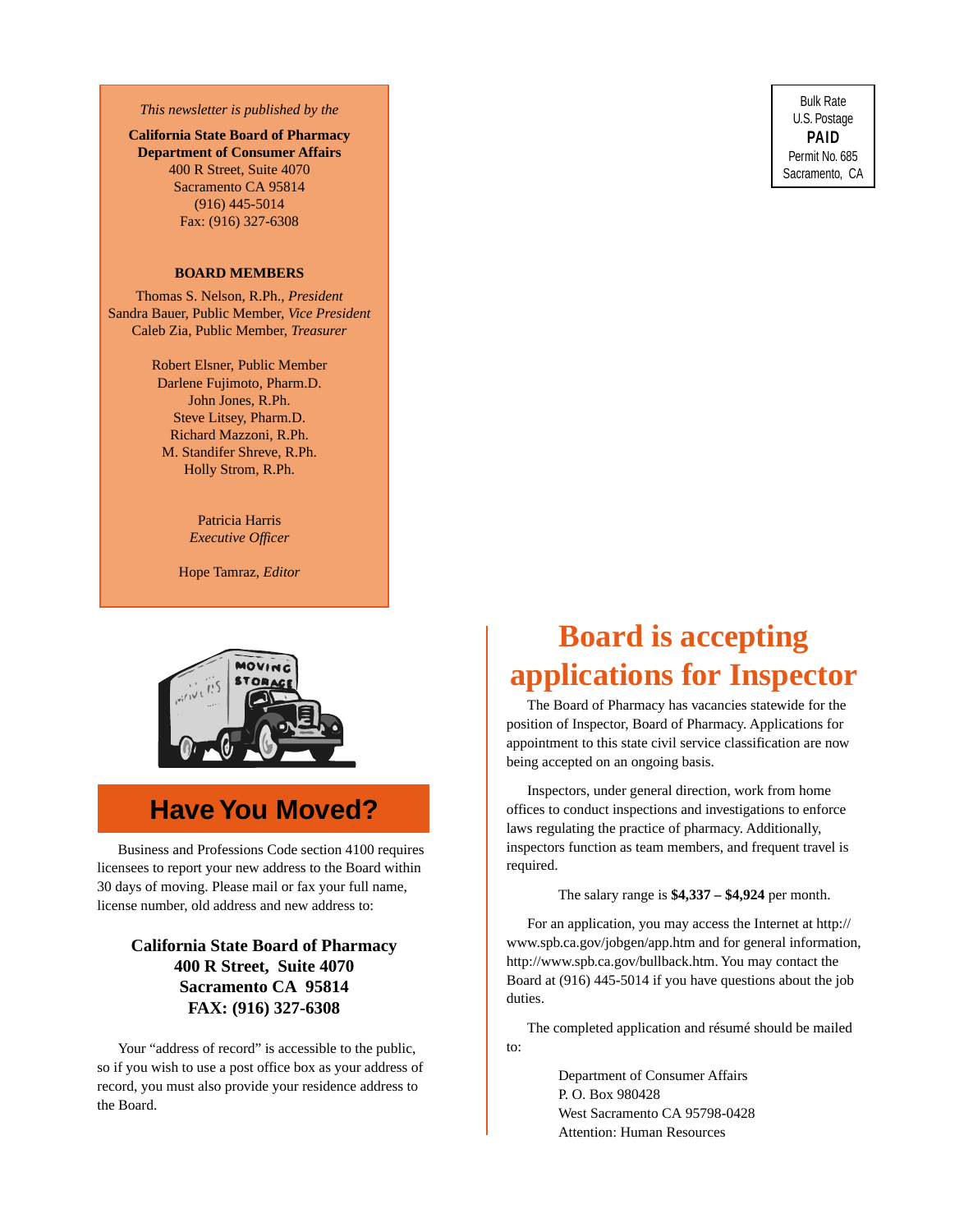*This newsletter is published by the*

**California State Board of Pharmacy**
**Department of Consumer Affairs**
400 R Street, Suite 4070
Sacramento CA 95814
(916) 445-5014
Fax: (916) 327-6308

**BOARD MEMBERS**

Thomas S. Nelson, R.Ph., *President*
Sandra Bauer, Public Member, *Vice President*
Caleb Zia, Public Member, *Treasurer*

Robert Elsner, Public Member
Darlene Fujimoto, Pharm.D.
John Jones, R.Ph.
Steve Litsey, Pharm.D.
Richard Mazzoni, R.Ph.
M. Standifer Shreve, R.Ph.
Holly Strom, R.Ph.

Patricia Harris
*Executive Officer*

Hope Tamraz, *Editor*

Bulk Rate
U.S. Postage
**PAID**
Permit No. 685
Sacramento, CA

## Have You Moved?

Business and Professions Code section 4100 requires licensees to report your new address to the Board within 30 days of moving. Please mail or fax your full name, license number, old address and new address to:

**California State Board of Pharmacy**
**400 R Street, Suite 4070**
**Sacramento CA 95814**
**FAX: (916) 327-6308**

Your "address of record" is accessible to the public, so if you wish to use a post office box as your address of record, you must also provide your residence address to the Board.

## Board is accepting applications for Inspector

The Board of Pharmacy has vacancies statewide for the position of Inspector, Board of Pharmacy. Applications for appointment to this state civil service classification are now being accepted on an ongoing basis.

Inspectors, under general direction, work from home offices to conduct inspections and investigations to enforce laws regulating the practice of pharmacy. Additionally, inspectors function as team members, and frequent travel is required.

The salary range is **$4,337 – $4,924** per month.

For an application, you may access the Internet at http://www.spb.ca.gov/jobgen/app.htm and for general information, http://www.spb.ca.gov/bullback.htm. You may contact the Board at (916) 445-5014 if you have questions about the job duties.

The completed application and résumé should be mailed to:

Department of Consumer Affairs
P. O. Box 980428
West Sacramento CA 95798-0428
Attention: Human Resources